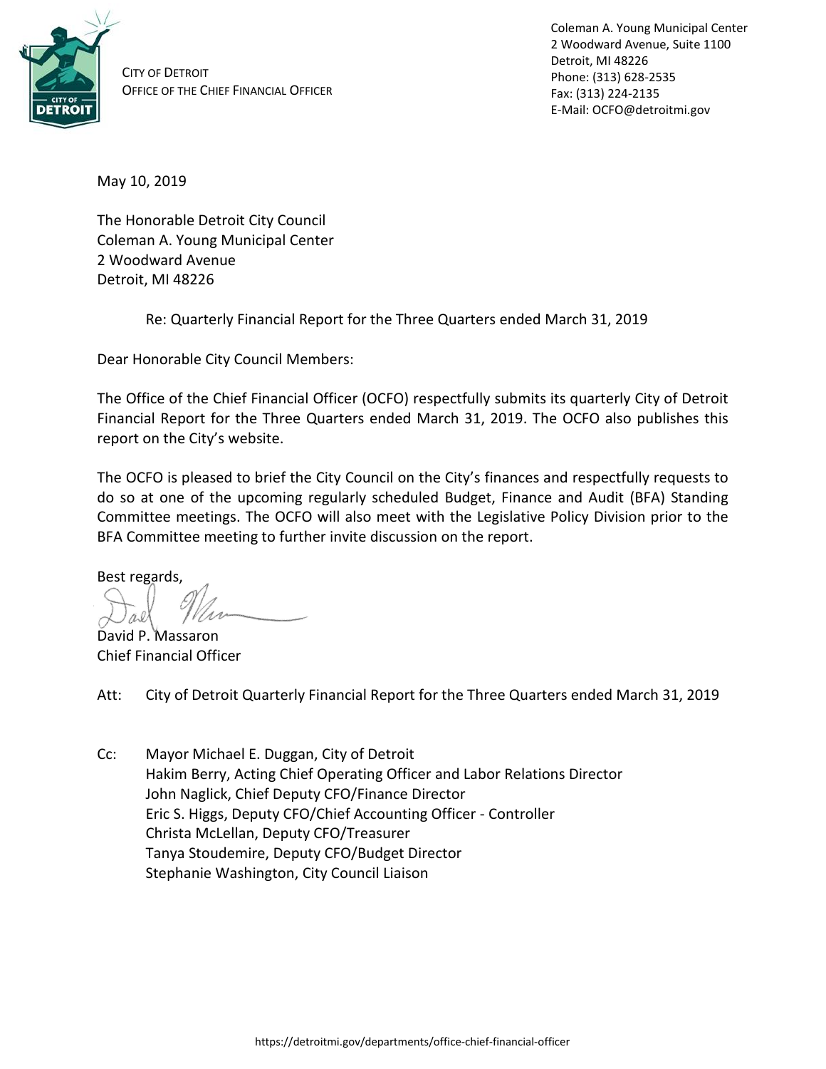CITY OF DETROIT
OFFICE OF THE CHIEF FINANCIAL OFFICER

Coleman A. Young Municipal Center
2 Woodward Avenue, Suite 1100
Detroit, MI 48226
Phone: (313) 628-2535
Fax: (313) 224-2135
E-Mail: OCFO@detroitmi.gov

May 10, 2019

The Honorable Detroit City Council
Coleman A. Young Municipal Center
2 Woodward Avenue
Detroit, MI 48226

Re: Quarterly Financial Report for the Three Quarters ended March 31, 2019

Dear Honorable City Council Members:

The Office of the Chief Financial Officer (OCFO) respectfully submits its quarterly City of Detroit Financial Report for the Three Quarters ended March 31, 2019. The OCFO also publishes this report on the City's website.

The OCFO is pleased to brief the City Council on the City's finances and respectfully requests to do so at one of the upcoming regularly scheduled Budget, Finance and Audit (BFA) Standing Committee meetings. The OCFO will also meet with the Legislative Policy Division prior to the BFA Committee meeting to further invite discussion on the report.

Best regards,

David P. Massaron
Chief Financial Officer

Att: City of Detroit Quarterly Financial Report for the Three Quarters ended March 31, 2019

Cc: Mayor Michael E. Duggan, City of Detroit
Hakim Berry, Acting Chief Operating Officer and Labor Relations Director
John Naglick, Chief Deputy CFO/Finance Director
Eric S. Higgs, Deputy CFO/Chief Accounting Officer - Controller
Christa McLellan, Deputy CFO/Treasurer
Tanya Stoudemire, Deputy CFO/Budget Director
Stephanie Washington, City Council Liaison

https://detroitmi.gov/departments/office-chief-financial-officer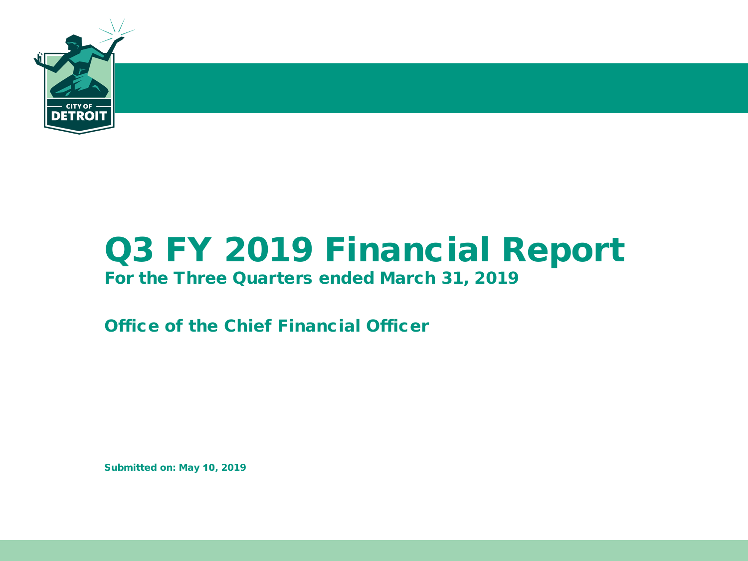# Q3 FY 2019 Financial Report

**For the Three Quarters ended March 31, 2019**

**Office of the Chief Financial Officer**

**Submitted on: May 10, 2019**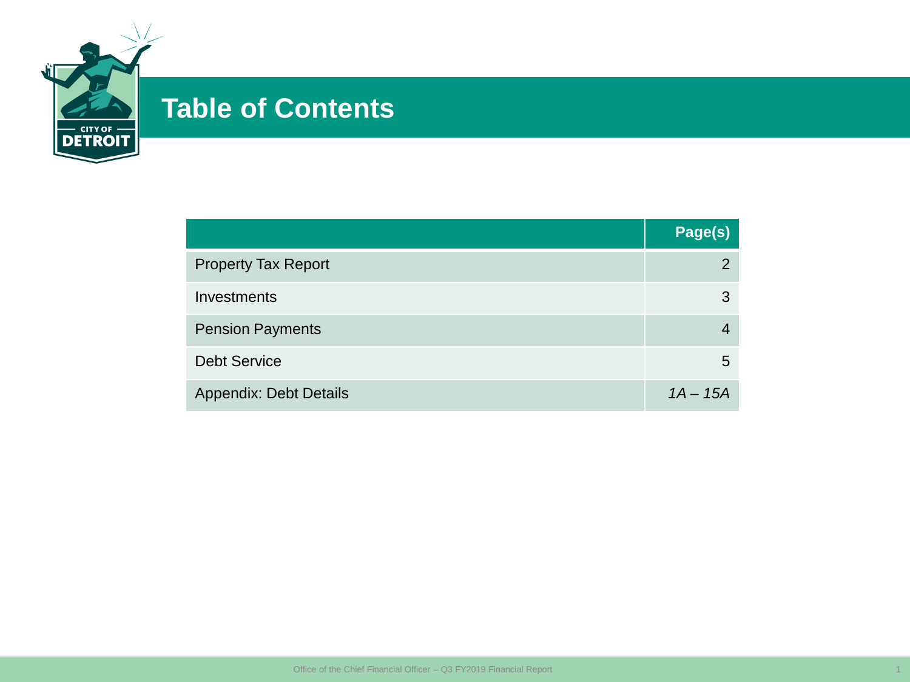# Table of Contents

| | Page(s) |
|---|---|
| Property Tax Report | 2 |
| Investments | 3 |
| Pension Payments | 4 |
| Debt Service | 5 |
| Appendix: Debt Details | *1A – 15A* |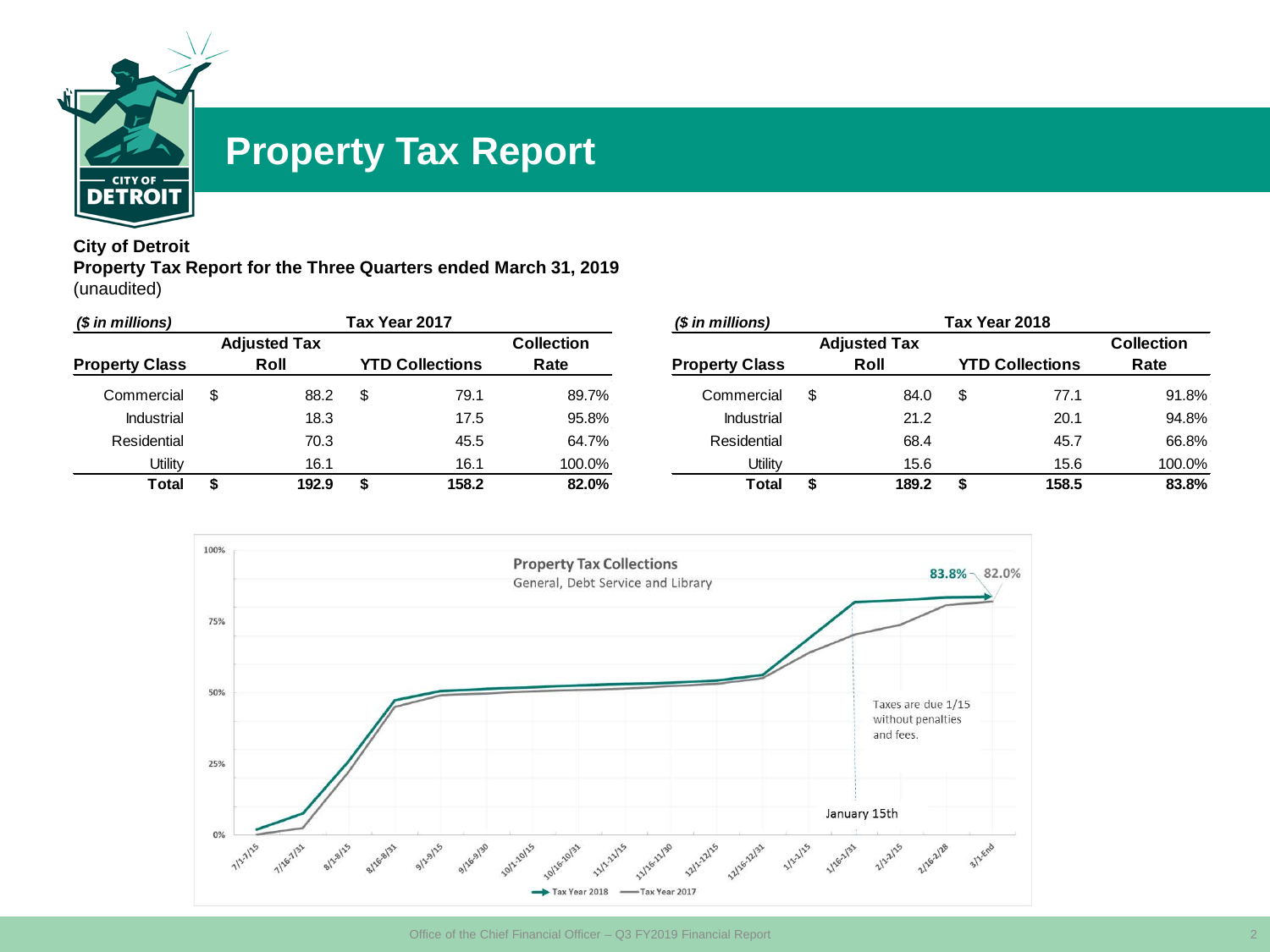# Property Tax Report

**City of Detroit**
**Property Tax Report for the Three Quarters ended March 31, 2019**
(unaudited)

| *($ in millions)* | Tax Year 2017 | | |
|---|---|---|---|
| **Property Class** | **Adjusted Tax Roll** | **YTD Collections** | **Collection Rate** |
| Commercial | $ 88.2 | $ 79.1 | 89.7% |
| Industrial | 18.3 | 17.5 | 95.8% |
| Residential | 70.3 | 45.5 | 64.7% |
| Utility | 16.1 | 16.1 | 100.0% |
| **Total** | **$ 192.9** | **$ 158.2** | **82.0%** |

| *($ in millions)* | Tax Year 2018 | | |
|---|---|---|---|
| **Property Class** | **Adjusted Tax Roll** | **YTD Collections** | **Collection Rate** |
| Commercial | $ 84.0 | $ 77.1 | 91.8% |
| Industrial | 21.2 | 20.1 | 94.8% |
| Residential | 68.4 | 45.7 | 66.8% |
| Utility | 15.6 | 15.6 | 100.0% |
| **Total** | **$ 189.2** | **$ 158.5** | **83.8%** |

**Property Tax Collections**
General, Debt Service and Library

83.8% — 82.0%

Taxes are due 1/15 without penalties and fees.

January 15th

Tax Year 2018 — Tax Year 2017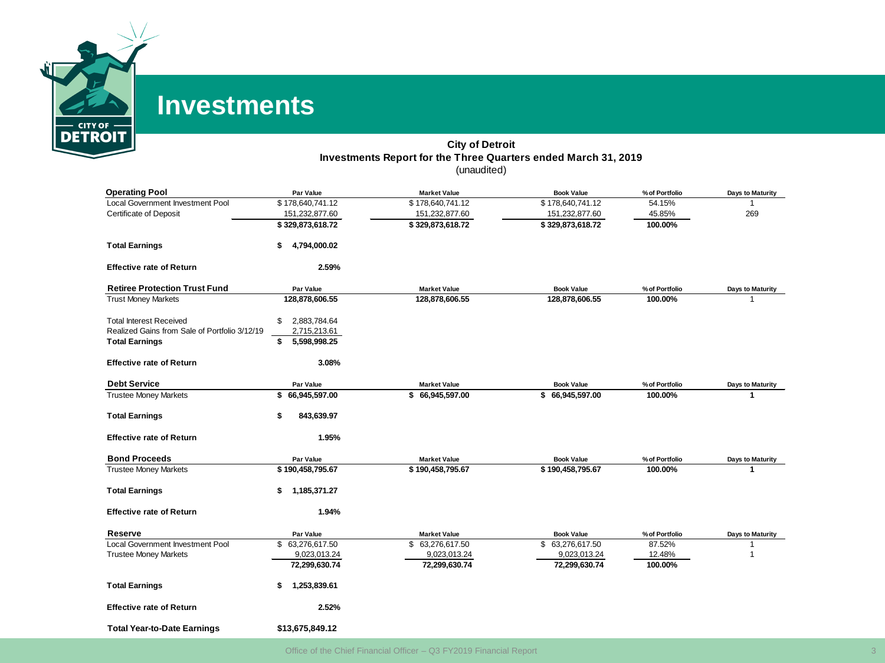# Investments

**City of Detroit**
**Investments Report for the Three Quarters ended March 31, 2019**
(unaudited)

| **Operating Pool** | **Par Value** | **Market Value** | **Book Value** | **% of Portfolio** | **Days to Maturity** |
|---|---|---|---|---|---|
| Local Government Investment Pool | $ 178,640,741.12 | $ 178,640,741.12 | $ 178,640,741.12 | 54.15% | 1 |
| Certificate of Deposit | 151,232,877.60 | 151,232,877.60 | 151,232,877.60 | 45.85% | 269 |
| | **$ 329,873,618.72** | **$ 329,873,618.72** | **$ 329,873,618.72** | **100.00%** | |
| **Total Earnings** | **$ 4,794,000.02** | | | | |
| **Effective rate of Return** | **2.59%** | | | | |

| **Retiree Protection Trust Fund** | **Par Value** | **Market Value** | **Book Value** | **% of Portfolio** | **Days to Maturity** |
|---|---|---|---|---|---|
| Trust Money Markets | **128,878,606.55** | **128,878,606.55** | **128,878,606.55** | **100.00%** | 1 |
| Total Interest Received | $ 2,883,784.64 | | | | |
| Realized Gains from Sale of Portfolio 3/12/19 | 2,715,213.61 | | | | |
| **Total Earnings** | **$ 5,598,998.25** | | | | |
| **Effective rate of Return** | **3.08%** | | | | |

| **Debt Service** | **Par Value** | **Market Value** | **Book Value** | **% of Portfolio** | **Days to Maturity** |
|---|---|---|---|---|---|
| Trustee Money Markets | **$ 66,945,597.00** | **$ 66,945,597.00** | **$ 66,945,597.00** | **100.00%** | **1** |
| **Total Earnings** | **$ 843,639.97** | | | | |
| **Effective rate of Return** | **1.95%** | | | | |

| **Bond Proceeds** | **Par Value** | **Market Value** | **Book Value** | **% of Portfolio** | **Days to Maturity** |
|---|---|---|---|---|---|
| Trustee Money Markets | **$ 190,458,795.67** | **$ 190,458,795.67** | **$ 190,458,795.67** | **100.00%** | **1** |
| **Total Earnings** | **$ 1,185,371.27** | | | | |
| **Effective rate of Return** | **1.94%** | | | | |

| **Reserve** | **Par Value** | **Market Value** | **Book Value** | **% of Portfolio** | **Days to Maturity** |
|---|---|---|---|---|---|
| Local Government Investment Pool | $ 63,276,617.50 | $ 63,276,617.50 | $ 63,276,617.50 | 87.52% | 1 |
| Trustee Money Markets | 9,023,013.24 | 9,023,013.24 | 9,023,013.24 | 12.48% | 1 |
| | **72,299,630.74** | **72,299,630.74** | **72,299,630.74** | **100.00%** | |
| **Total Earnings** | **$ 1,253,839.61** | | | | |
| **Effective rate of Return** | **2.52%** | | | | |

| | |
|---|---|
| **Total Year-to-Date Earnings** | **$13,675,849.12** |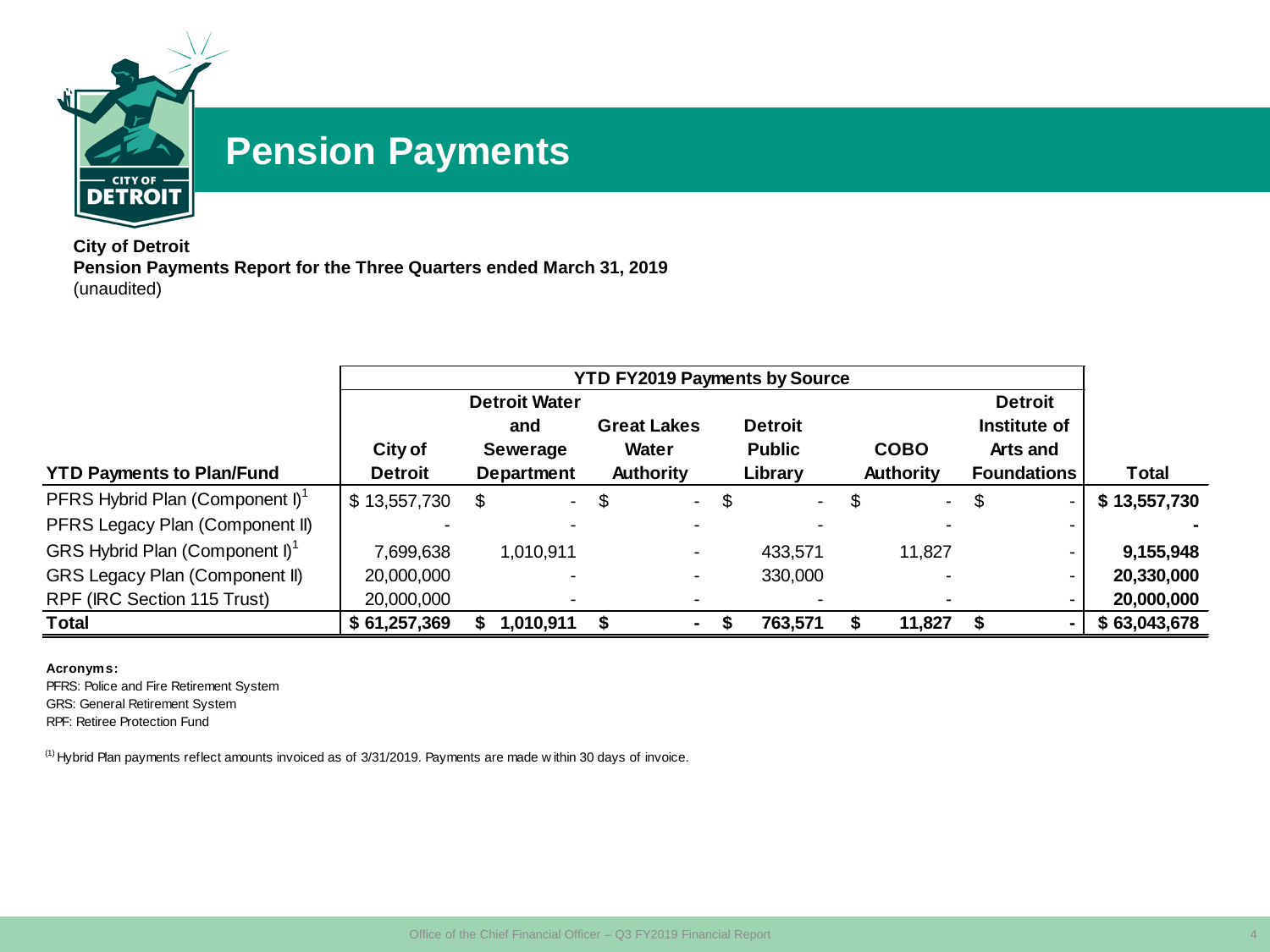# Pension Payments

**City of Detroit**
**Pension Payments Report for the Three Quarters ended March 31, 2019**
(unaudited)

| | YTD FY2019 Payments by Source | | | | | | |
|---|---|---|---|---|---|---|---|
| **YTD Payments to Plan/Fund** | **City of Detroit** | **Detroit Water and Sewerage Department** | **Great Lakes Water Authority** | **Detroit Public Library** | **COBO Authority** | **Detroit Institute of Arts and Foundations** | **Total** |
| PFRS Hybrid Plan (Component I)[1] | $ 13,557,730 | $ - | $ - | $ - | $ - | $ - | **$ 13,557,730** |
| PFRS Legacy Plan (Component II) | - | - | - | - | - | - | **-** |
| GRS Hybrid Plan (Component I)[1] | 7,699,638 | 1,010,911 | - | 433,571 | 11,827 | - | **9,155,948** |
| GRS Legacy Plan (Component II) | 20,000,000 | - | - | 330,000 | - | - | **20,330,000** |
| RPF (IRC Section 115 Trust) | 20,000,000 | - | - | - | - | - | **20,000,000** |
| **Total** | **$ 61,257,369** | **$ 1,010,911** | **$ -** | **$ 763,571** | **$ 11,827** | **$ -** | **$ 63,043,678** |

**Acronyms:**
PFRS: Police and Fire Retirement System
GRS: General Retirement System
RPF: Retiree Protection Fund

(1) Hybrid Plan payments reflect amounts invoiced as of 3/31/2019. Payments are made within 30 days of invoice.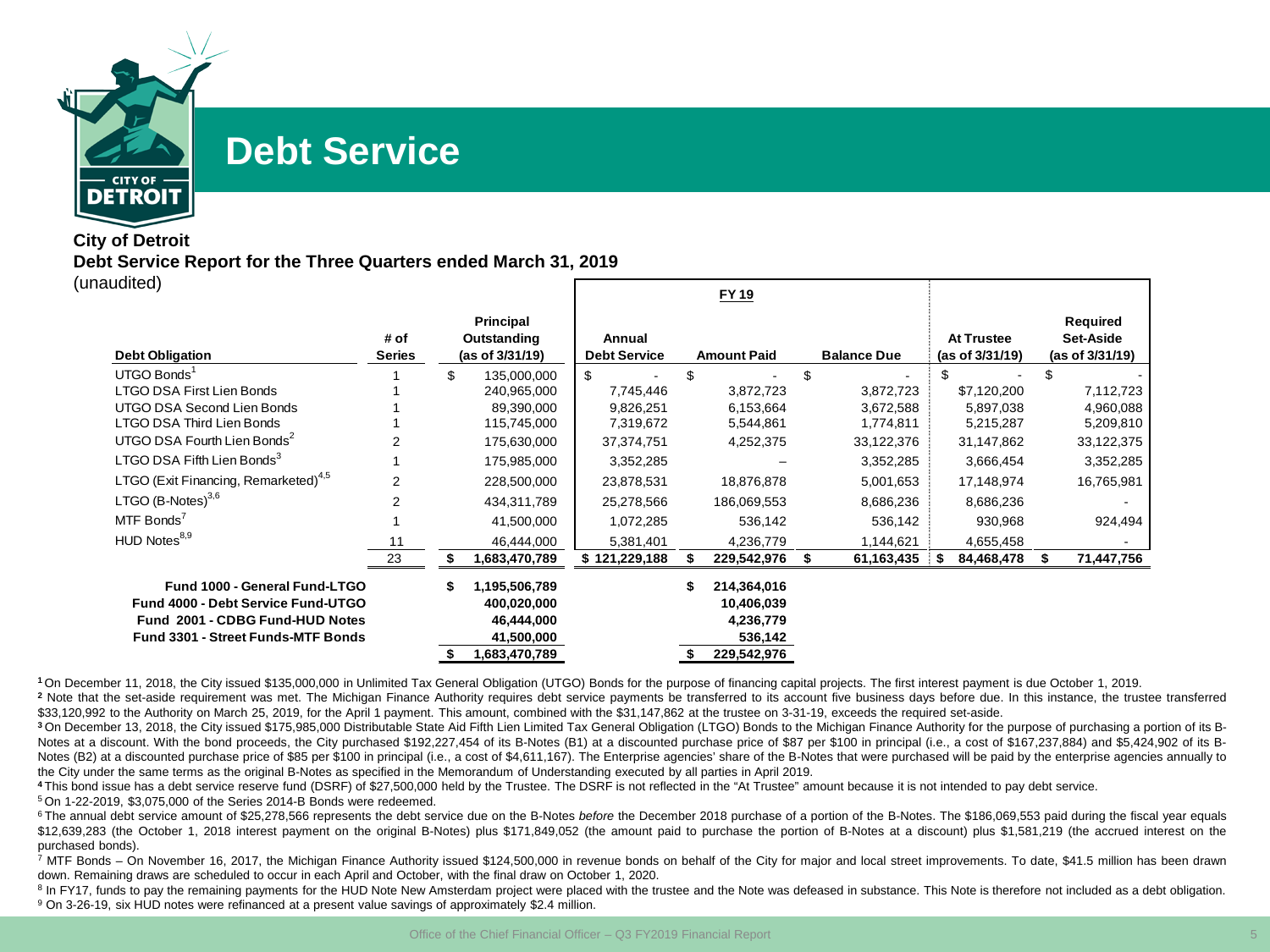# Debt Service

**City of Detroit**
**Debt Service Report for the Three Quarters ended March 31, 2019**
(unaudited)

| Debt Obligation | # of Series | Principal Outstanding (as of 3/31/19) | FY 19 Annual Debt Service | FY 19 Amount Paid | FY 19 Balance Due | At Trustee (as of 3/31/19) | Required Set-Aside (as of 3/31/19) |
|---|---|---|---|---|---|---|---|
| UTGO Bonds[1] | 1 | $ 135,000,000 | $ - | $ - | $ - | $ - | $ - |
| LTGO DSA First Lien Bonds | 1 | 240,965,000 | 7,745,446 | 3,872,723 | 3,872,723 | $7,120,200 | 7,112,723 |
| UTGO DSA Second Lien Bonds | 1 | 89,390,000 | 9,826,251 | 6,153,664 | 3,672,588 | 5,897,038 | 4,960,088 |
| LTGO DSA Third Lien Bonds | 1 | 115,745,000 | 7,319,672 | 5,544,861 | 1,774,811 | 5,215,287 | 5,209,810 |
| UTGO DSA Fourth Lien Bonds[2] | 2 | 175,630,000 | 37,374,751 | 4,252,375 | 33,122,376 | 31,147,862 | 33,122,375 |
| LTGO DSA Fifth Lien Bonds[3] | 1 | 175,985,000 | 3,352,285 | – | 3,352,285 | 3,666,454 | 3,352,285 |
| LTGO (Exit Financing, Remarketed)[4,5] | 2 | 228,500,000 | 23,878,531 | 18,876,878 | 5,001,653 | 17,148,974 | 16,765,981 |
| LTGO (B-Notes)[3,6] | 2 | 434,311,789 | 25,278,566 | 186,069,553 | 8,686,236 | 8,686,236 | - |
| MTF Bonds[7] | 1 | 41,500,000 | 1,072,285 | 536,142 | 536,142 | 930,968 | 924,494 |
| HUD Notes[8,9] | 11 | 46,444,000 | 5,381,401 | 4,236,779 | 1,144,621 | 4,655,458 | - |
| | 23 | $ 1,683,470,789 | $ 121,229,188 | $ 229,542,976 | $ 61,163,435 | $ 84,468,478 | $ 71,447,756 |

| Fund | Principal Outstanding (as of 3/31/19) | Amount Paid |
|---|---|---|
| **Fund 1000 - General Fund-LTGO** | **$ 1,195,506,789** | **$ 214,364,016** |
| **Fund 4000 - Debt Service Fund-UTGO** | **400,020,000** | **10,406,039** |
| **Fund 2001 - CDBG Fund-HUD Notes** | **46,444,000** | **4,236,779** |
| **Fund 3301 - Street Funds-MTF Bonds** | **41,500,000** | **536,142** |
| | **$ 1,683,470,789** | **$ 229,542,976** |

[1] On December 11, 2018, the City issued $135,000,000 in Unlimited Tax General Obligation (UTGO) Bonds for the purpose of financing capital projects. The first interest payment is due October 1, 2019.

[2] Note that the set-aside requirement was met. The Michigan Finance Authority requires debt service payments be transferred to its account five business days before due. In this instance, the trustee transferred $33,120,992 to the Authority on March 25, 2019, for the April 1 payment. This amount, combined with the $31,147,862 at the trustee on 3-31-19, exceeds the required set-aside.

[3] On December 13, 2018, the City issued $175,985,000 Distributable State Aid Fifth Lien Limited Tax General Obligation (LTGO) Bonds to the Michigan Finance Authority for the purpose of purchasing a portion of its B-Notes at a discount. With the bond proceeds, the City purchased $192,227,454 of its B-Notes (B1) at a discounted purchase price of $87 per $100 in principal (i.e., a cost of $167,237,884) and $5,424,902 of its B-Notes (B2) at a discounted purchase price of $85 per $100 in principal (i.e., a cost of $4,611,167). The Enterprise agencies' share of the B-Notes that were purchased will be paid by the enterprise agencies annually to the City under the same terms as the original B-Notes as specified in the Memorandum of Understanding executed by all parties in April 2019.

[4] This bond issue has a debt service reserve fund (DSRF) of $27,500,000 held by the Trustee. The DSRF is not reflected in the "At Trustee" amount because it is not intended to pay debt service.

[5] On 1-22-2019, $3,075,000 of the Series 2014-B Bonds were redeemed.

[6] The annual debt service amount of $25,278,566 represents the debt service due on the B-Notes *before* the December 2018 purchase of a portion of the B-Notes. The $186,069,553 paid during the fiscal year equals $12,639,283 (the October 1, 2018 interest payment on the original B-Notes) plus $171,849,052 (the amount paid to purchase the portion of B-Notes at a discount) plus $1,581,219 (the accrued interest on the purchased bonds).

[7] MTF Bonds – On November 16, 2017, the Michigan Finance Authority issued $124,500,000 in revenue bonds on behalf of the City for major and local street improvements. To date, $41.5 million has been drawn down. Remaining draws are scheduled to occur in each April and October, with the final draw on October 1, 2020.

[8] In FY17, funds to pay the remaining payments for the HUD Note New Amsterdam project were placed with the trustee and the Note was defeased in substance. This Note is therefore not included as a debt obligation.

[9] On 3-26-19, six HUD notes were refinanced at a present value savings of approximately $2.4 million.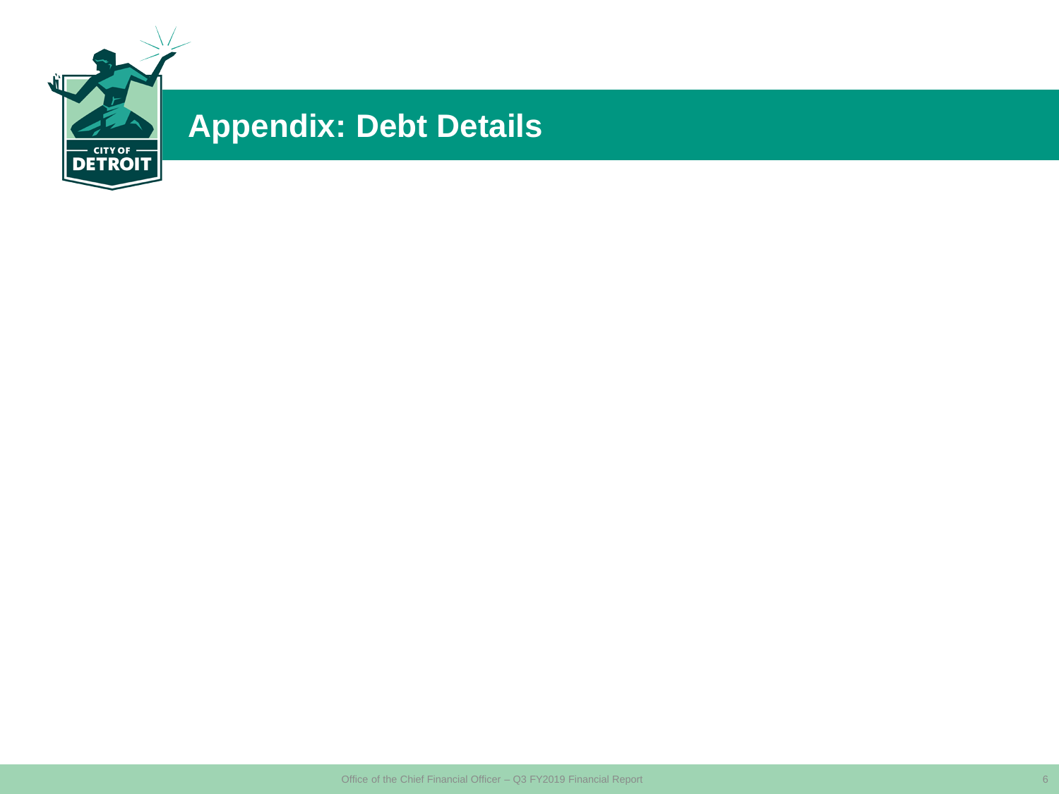# Appendix: Debt Details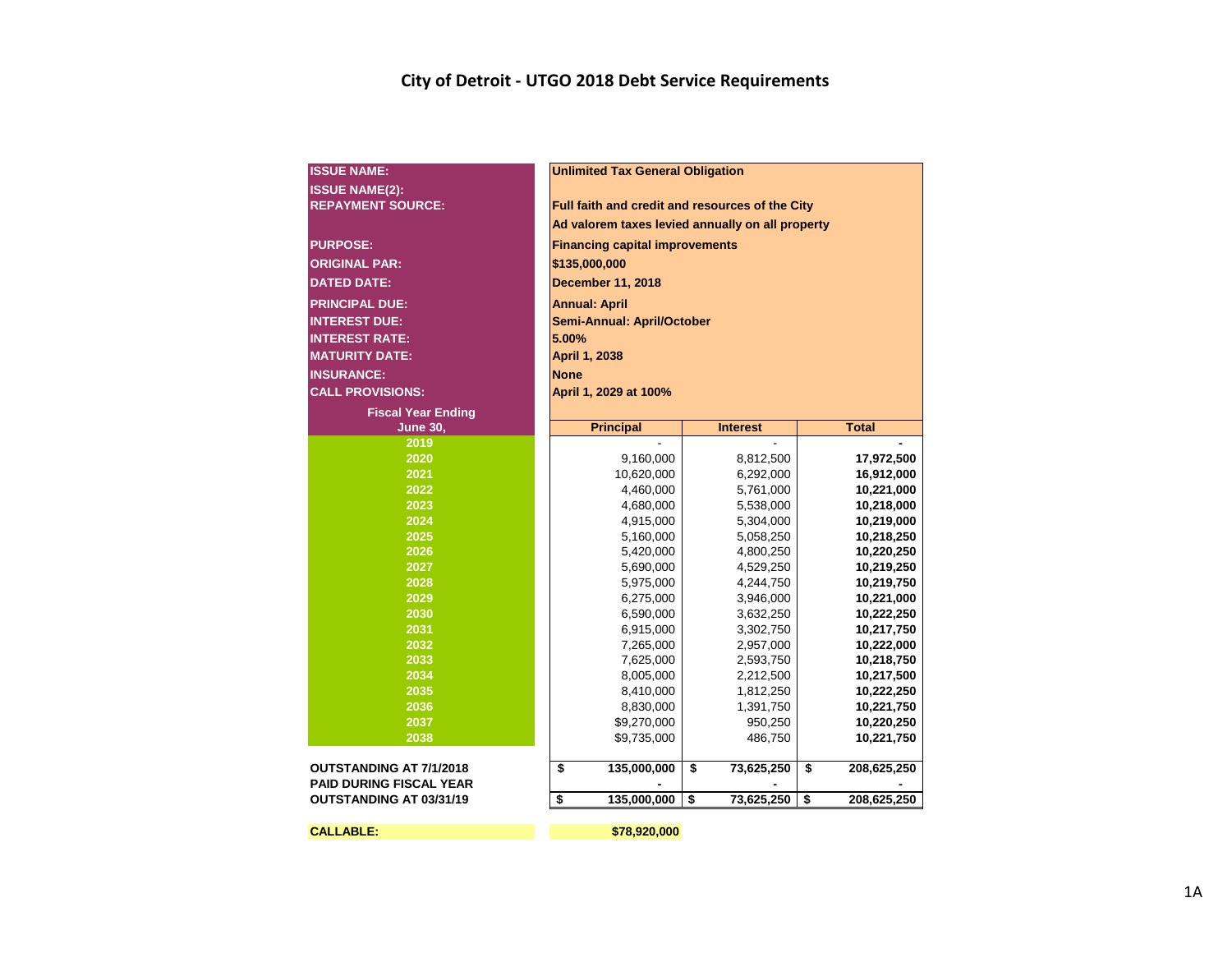# City of Detroit - UTGO 2018 Debt Service Requirements

| | |
|---|---|
| **ISSUE NAME:** | **Unlimited Tax General Obligation** |
| **ISSUE NAME(2):** | |
| **REPAYMENT SOURCE:** | **Full faith and credit and resources of the City** |
| | **Ad valorem taxes levied annually on all property** |
| **PURPOSE:** | **Financing capital improvements** |
| **ORIGINAL PAR:** | **$135,000,000** |
| **DATED DATE:** | **December 11, 2018** |
| **PRINCIPAL DUE:** | **Annual: April** |
| **INTEREST DUE:** | **Semi-Annual: April/October** |
| **INTEREST RATE:** | **5.00%** |
| **MATURITY DATE:** | **April 1, 2038** |
| **INSURANCE:** | **None** |
| **CALL PROVISIONS:** | **April 1, 2029 at 100%** |

| Fiscal Year Ending June 30, | Principal | Interest | Total |
|---|---|---|---|
| 2019 | - | - | - |
| 2020 | 9,160,000 | 8,812,500 | **17,972,500** |
| 2021 | 10,620,000 | 6,292,000 | **16,912,000** |
| 2022 | 4,460,000 | 5,761,000 | **10,221,000** |
| 2023 | 4,680,000 | 5,538,000 | **10,218,000** |
| 2024 | 4,915,000 | 5,304,000 | **10,219,000** |
| 2025 | 5,160,000 | 5,058,250 | **10,218,250** |
| 2026 | 5,420,000 | 4,800,250 | **10,220,250** |
| 2027 | 5,690,000 | 4,529,250 | **10,219,250** |
| 2028 | 5,975,000 | 4,244,750 | **10,219,750** |
| 2029 | 6,275,000 | 3,946,000 | **10,221,000** |
| 2030 | 6,590,000 | 3,632,250 | **10,222,250** |
| 2031 | 6,915,000 | 3,302,750 | **10,217,750** |
| 2032 | 7,265,000 | 2,957,000 | **10,222,000** |
| 2033 | 7,625,000 | 2,593,750 | **10,218,750** |
| 2034 | 8,005,000 | 2,212,500 | **10,217,500** |
| 2035 | 8,410,000 | 1,812,250 | **10,222,250** |
| 2036 | 8,830,000 | 1,391,750 | **10,221,750** |
| 2037 | $9,270,000 | 950,250 | **10,220,250** |
| 2038 | $9,735,000 | 486,750 | **10,221,750** |
| **OUTSTANDING AT 7/1/2018** | **$ 135,000,000** | **$ 73,625,250** | **$ 208,625,250** |
| **PAID DURING FISCAL YEAR** | **-** | **-** | **-** |
| **OUTSTANDING AT 03/31/19** | **$ 135,000,000** | **$ 73,625,250** | **$ 208,625,250** |

| | |
|---|---|
| **CALLABLE:** | **$78,920,000** |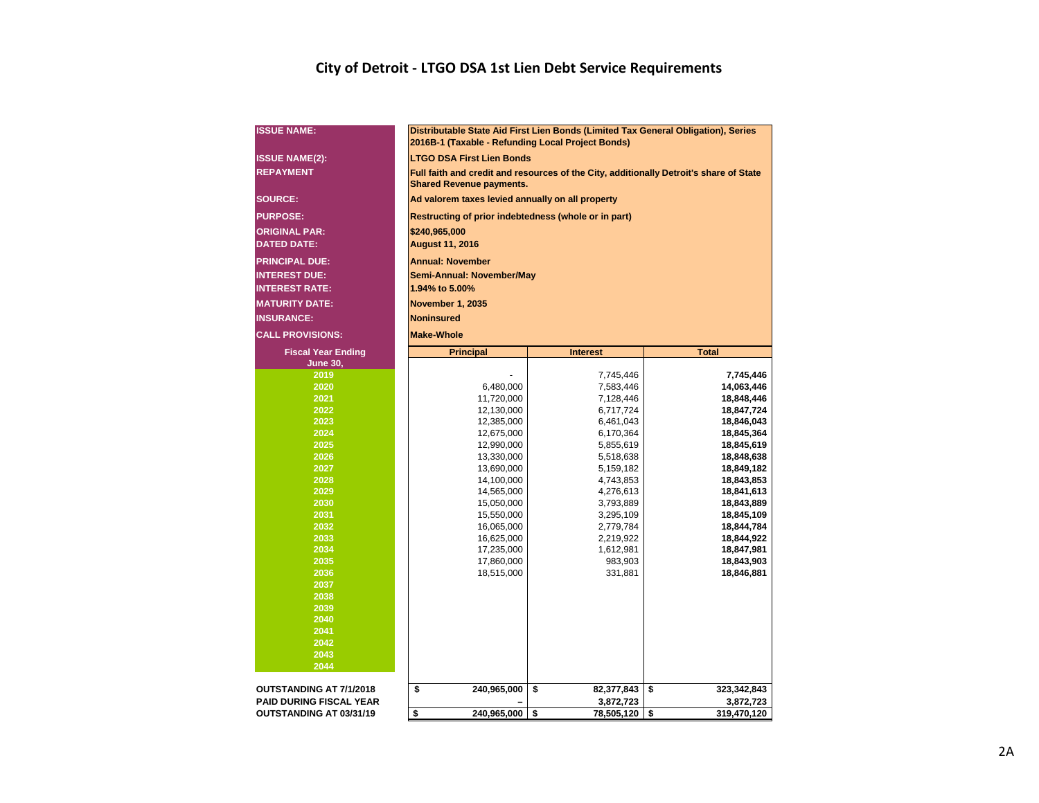# City of Detroit - LTGO DSA 1st Lien Debt Service Requirements

| | |
|---|---|
| **ISSUE NAME:** | **Distributable State Aid First Lien Bonds (Limited Tax General Obligation), Series 2016B-1 (Taxable - Refunding Local Project Bonds)** |
| **ISSUE NAME(2):** | **LTGO DSA First Lien Bonds** |
| **REPAYMENT** | **Full faith and credit and resources of the City, additionally Detroit's share of State Shared Revenue payments.** |
| **SOURCE:** | **Ad valorem taxes levied annually on all property** |
| **PURPOSE:** | **Restructing of prior indebtedness (whole or in part)** |
| **ORIGINAL PAR:** | **$240,965,000** |
| **DATED DATE:** | **August 11, 2016** |
| **PRINCIPAL DUE:** | **Annual: November** |
| **INTEREST DUE:** | **Semi-Annual: November/May** |
| **INTEREST RATE:** | **1.94% to 5.00%** |
| **MATURITY DATE:** | **November 1, 2035** |
| **INSURANCE:** | **Noninsured** |
| **CALL PROVISIONS:** | **Make-Whole** |

| **Fiscal Year Ending June 30,** | **Principal** | **Interest** | **Total** |
|---|---|---|---|
| **2019** | - | 7,745,446 | **7,745,446** |
| **2020** | 6,480,000 | 7,583,446 | **14,063,446** |
| **2021** | 11,720,000 | 7,128,446 | **18,848,446** |
| **2022** | 12,130,000 | 6,717,724 | **18,847,724** |
| **2023** | 12,385,000 | 6,461,043 | **18,846,043** |
| **2024** | 12,675,000 | 6,170,364 | **18,845,364** |
| **2025** | 12,990,000 | 5,855,619 | **18,845,619** |
| **2026** | 13,330,000 | 5,518,638 | **18,848,638** |
| **2027** | 13,690,000 | 5,159,182 | **18,849,182** |
| **2028** | 14,100,000 | 4,743,853 | **18,843,853** |
| **2029** | 14,565,000 | 4,276,613 | **18,841,613** |
| **2030** | 15,050,000 | 3,793,889 | **18,843,889** |
| **2031** | 15,550,000 | 3,295,109 | **18,845,109** |
| **2032** | 16,065,000 | 2,779,784 | **18,844,784** |
| **2033** | 16,625,000 | 2,219,922 | **18,844,922** |
| **2034** | 17,235,000 | 1,612,981 | **18,847,981** |
| **2035** | 17,860,000 | 983,903 | **18,843,903** |
| **2036** | 18,515,000 | 331,881 | **18,846,881** |
| **2037** | | | |
| **2038** | | | |
| **2039** | | | |
| **2040** | | | |
| **2041** | | | |
| **2042** | | | |
| **2043** | | | |
| **2044** | | | |
| **OUTSTANDING AT 7/1/2018** | **$ 240,965,000** | **$ 82,377,843** | **$ 323,342,843** |
| **PAID DURING FISCAL YEAR** | **–** | **3,872,723** | **3,872,723** |
| **OUTSTANDING AT 03/31/19** | **$ 240,965,000** | **$ 78,505,120** | **$ 319,470,120** |

2A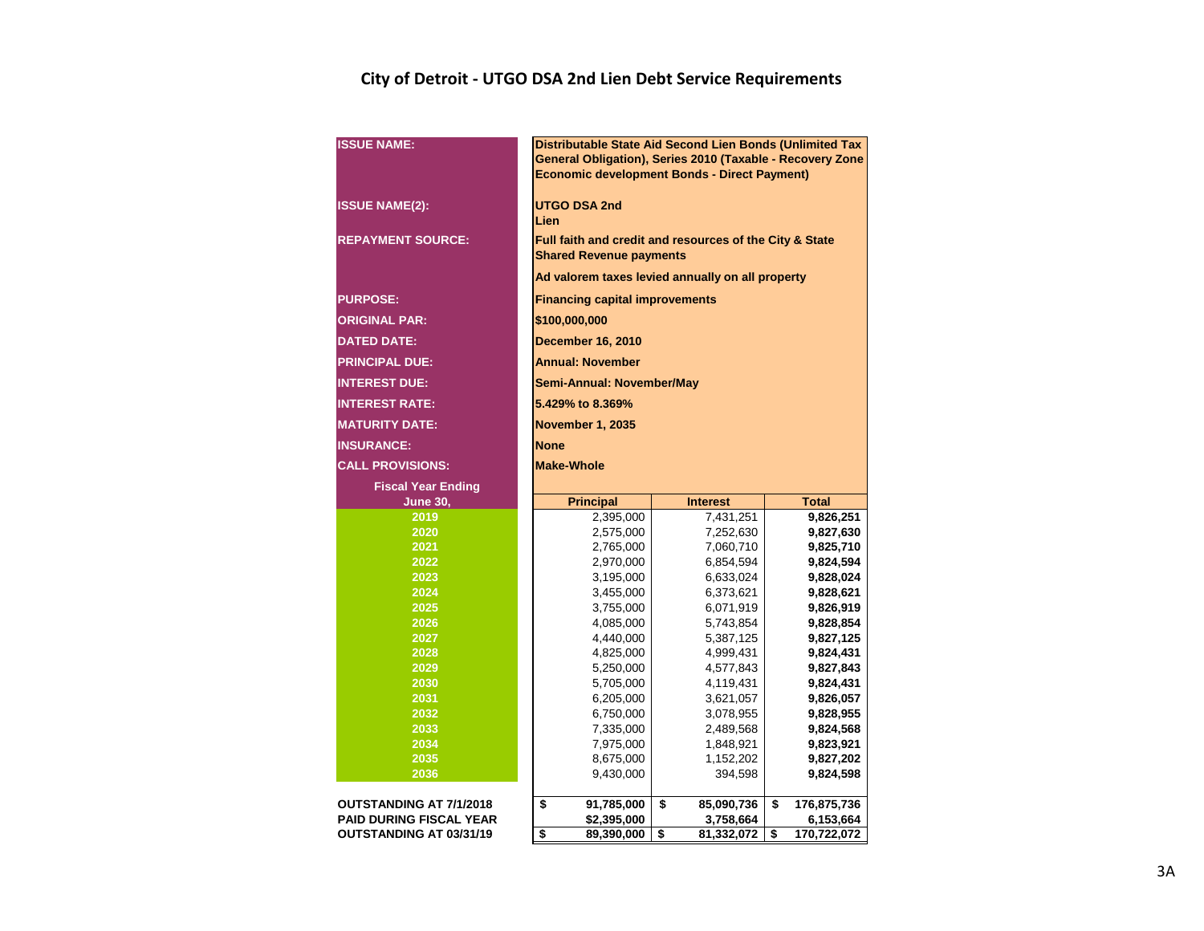# City of Detroit - UTGO DSA 2nd Lien Debt Service Requirements

| | |
|---|---|
| **ISSUE NAME:** | **Distributable State Aid Second Lien Bonds (Unlimited Tax General Obligation), Series 2010 (Taxable - Recovery Zone Economic development Bonds - Direct Payment)** |
| **ISSUE NAME(2):** | **UTGO DSA 2nd Lien** |
| **REPAYMENT SOURCE:** | **Full faith and credit and resources of the City & State Shared Revenue payments** |
| | **Ad valorem taxes levied annually on all property** |
| **PURPOSE:** | **Financing capital improvements** |
| **ORIGINAL PAR:** | **$100,000,000** |
| **DATED DATE:** | **December 16, 2010** |
| **PRINCIPAL DUE:** | **Annual: November** |
| **INTEREST DUE:** | **Semi-Annual: November/May** |
| **INTEREST RATE:** | **5.429% to 8.369%** |
| **MATURITY DATE:** | **November 1, 2035** |
| **INSURANCE:** | **None** |
| **CALL PROVISIONS:** | **Make-Whole** |

| Fiscal Year Ending June 30, | Principal | Interest | Total |
|---|---|---|---|
| 2019 | 2,395,000 | 7,431,251 | 9,826,251 |
| 2020 | 2,575,000 | 7,252,630 | 9,827,630 |
| 2021 | 2,765,000 | 7,060,710 | 9,825,710 |
| 2022 | 2,970,000 | 6,854,594 | 9,824,594 |
| 2023 | 3,195,000 | 6,633,024 | 9,828,024 |
| 2024 | 3,455,000 | 6,373,621 | 9,828,621 |
| 2025 | 3,755,000 | 6,071,919 | 9,826,919 |
| 2026 | 4,085,000 | 5,743,854 | 9,828,854 |
| 2027 | 4,440,000 | 5,387,125 | 9,827,125 |
| 2028 | 4,825,000 | 4,999,431 | 9,824,431 |
| 2029 | 5,250,000 | 4,577,843 | 9,827,843 |
| 2030 | 5,705,000 | 4,119,431 | 9,824,431 |
| 2031 | 6,205,000 | 3,621,057 | 9,826,057 |
| 2032 | 6,750,000 | 3,078,955 | 9,828,955 |
| 2033 | 7,335,000 | 2,489,568 | 9,824,568 |
| 2034 | 7,975,000 | 1,848,921 | 9,823,921 |
| 2035 | 8,675,000 | 1,152,202 | 9,827,202 |
| 2036 | 9,430,000 | 394,598 | 9,824,598 |
| **OUTSTANDING AT 7/1/2018** | **$ 91,785,000** | **$ 85,090,736** | **$ 176,875,736** |
| **PAID DURING FISCAL YEAR** | **$2,395,000** | **3,758,664** | **6,153,664** |
| **OUTSTANDING AT 03/31/19** | **$ 89,390,000** | **$ 81,332,072** | **$ 170,722,072** |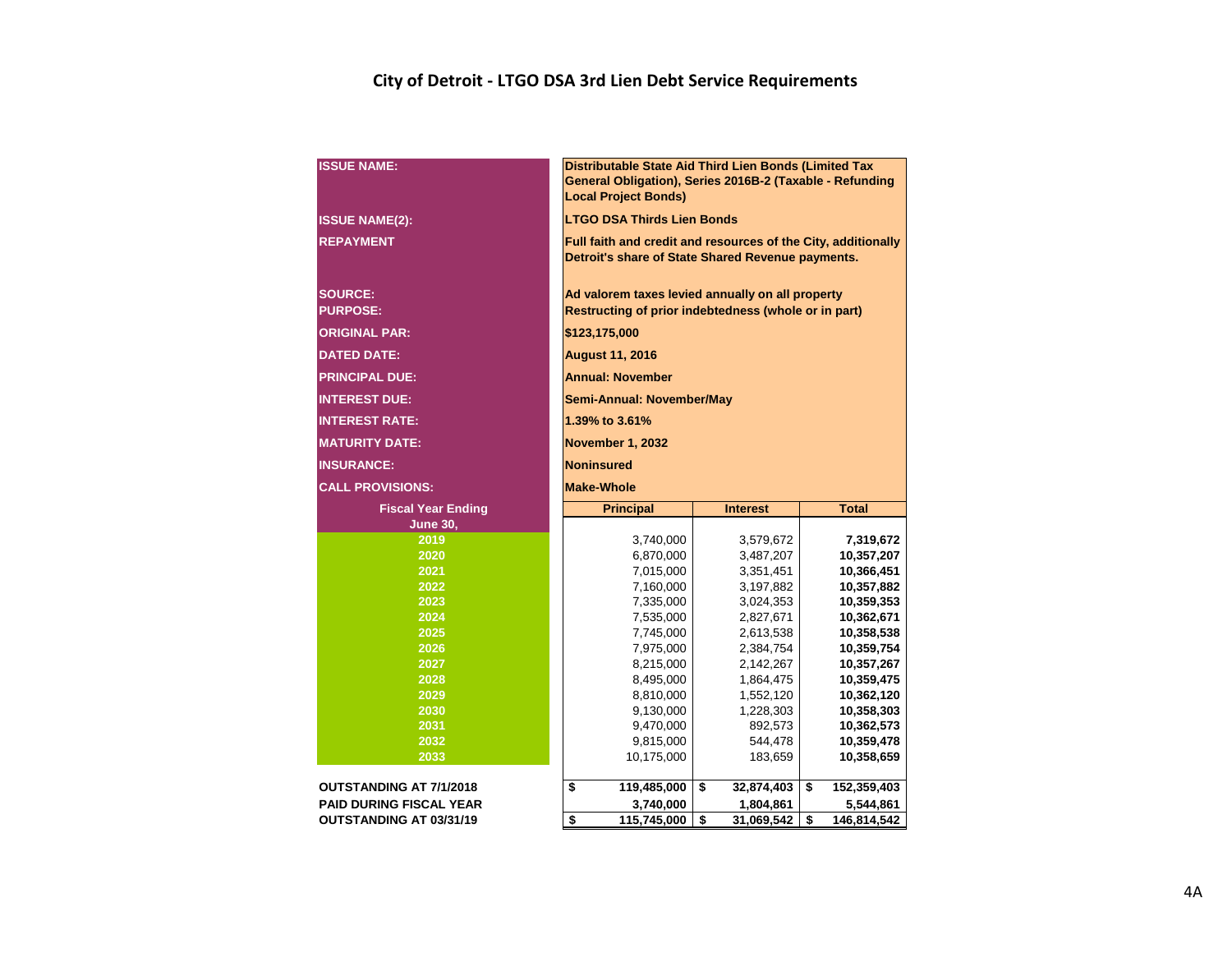# City of Detroit - LTGO DSA 3rd Lien Debt Service Requirements

| | |
|---|---|
| **ISSUE NAME:** | **Distributable State Aid Third Lien Bonds (Limited Tax General Obligation), Series 2016B-2 (Taxable - Refunding Local Project Bonds)** |
| **ISSUE NAME(2):** | **LTGO DSA Thirds Lien Bonds** |
| **REPAYMENT** | **Full faith and credit and resources of the City, additionally Detroit's share of State Shared Revenue payments.** |
| **SOURCE:** | **Ad valorem taxes levied annually on all property** |
| **PURPOSE:** | **Restructing of prior indebtedness (whole or in part)** |
| **ORIGINAL PAR:** | **$123,175,000** |
| **DATED DATE:** | **August 11, 2016** |
| **PRINCIPAL DUE:** | **Annual: November** |
| **INTEREST DUE:** | **Semi-Annual: November/May** |
| **INTEREST RATE:** | **1.39% to 3.61%** |
| **MATURITY DATE:** | **November 1, 2032** |
| **INSURANCE:** | **Noninsured** |
| **CALL PROVISIONS:** | **Make-Whole** |

| Fiscal Year Ending June 30, | Principal | Interest | Total |
|---|---|---|---|
| 2019 | 3,740,000 | 3,579,672 | **7,319,672** |
| 2020 | 6,870,000 | 3,487,207 | **10,357,207** |
| 2021 | 7,015,000 | 3,351,451 | **10,366,451** |
| 2022 | 7,160,000 | 3,197,882 | **10,357,882** |
| 2023 | 7,335,000 | 3,024,353 | **10,359,353** |
| 2024 | 7,535,000 | 2,827,671 | **10,362,671** |
| 2025 | 7,745,000 | 2,613,538 | **10,358,538** |
| 2026 | 7,975,000 | 2,384,754 | **10,359,754** |
| 2027 | 8,215,000 | 2,142,267 | **10,357,267** |
| 2028 | 8,495,000 | 1,864,475 | **10,359,475** |
| 2029 | 8,810,000 | 1,552,120 | **10,362,120** |
| 2030 | 9,130,000 | 1,228,303 | **10,358,303** |
| 2031 | 9,470,000 | 892,573 | **10,362,573** |
| 2032 | 9,815,000 | 544,478 | **10,359,478** |
| 2033 | 10,175,000 | 183,659 | **10,358,659** |
| **OUTSTANDING AT 7/1/2018** | **$ 119,485,000** | **$ 32,874,403** | **$ 152,359,403** |
| **PAID DURING FISCAL YEAR** | **3,740,000** | **1,804,861** | **5,544,861** |
| **OUTSTANDING AT 03/31/19** | **$ 115,745,000** | **$ 31,069,542** | **$ 146,814,542** |

4A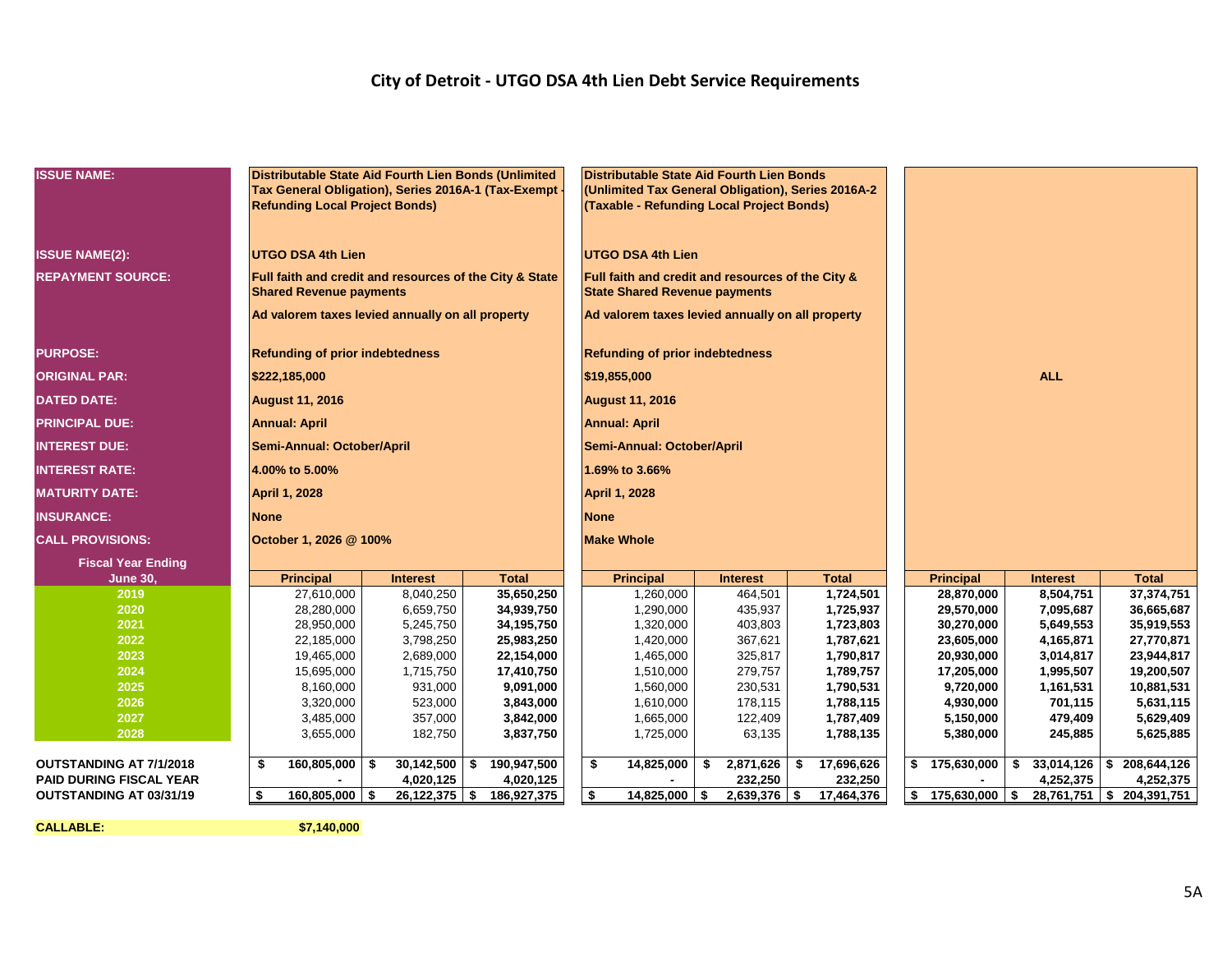# City of Detroit - UTGO DSA 4th Lien Debt Service Requirements

| | Distributable State Aid Fourth Lien Bonds (Unlimited Tax General Obligation), Series 2016A-1 (Tax-Exempt - Refunding Local Project Bonds) | | | Distributable State Aid Fourth Lien Bonds (Unlimited Tax General Obligation), Series 2016A-2 (Taxable - Refunding Local Project Bonds) | | | ALL | | |
|---|---|---|---|---|---|---|---|---|---|
| **ISSUE NAME(2):** | UTGO DSA 4th Lien | | | UTGO DSA 4th Lien | | | | | |
| **REPAYMENT SOURCE:** | Full faith and credit and resources of the City & State Shared Revenue payments; Ad valorem taxes levied annually on all property | | | Full faith and credit and resources of the City & State Shared Revenue payments; Ad valorem taxes levied annually on all property | | | | | |
| **PURPOSE:** | Refunding of prior indebtedness | | | Refunding of prior indebtedness | | | | | |
| **ORIGINAL PAR:** | $222,185,000 | | | $19,855,000 | | | | | |
| **DATED DATE:** | August 11, 2016 | | | August 11, 2016 | | | | | |
| **PRINCIPAL DUE:** | Annual: April | | | Annual: April | | | | | |
| **INTEREST DUE:** | Semi-Annual: October/April | | | Semi-Annual: October/April | | | | | |
| **INTEREST RATE:** | 4.00% to 5.00% | | | 1.69% to 3.66% | | | | | |
| **MATURITY DATE:** | April 1, 2028 | | | April 1, 2028 | | | | | |
| **INSURANCE:** | None | | | None | | | | | |
| **CALL PROVISIONS:** | October 1, 2026 @ 100% | | | Make Whole | | | | | |
| **Fiscal Year Ending June 30,** | **Principal** | **Interest** | **Total** | **Principal** | **Interest** | **Total** | **Principal** | **Interest** | **Total** |
| 2019 | 27,610,000 | 8,040,250 | 35,650,250 | 1,260,000 | 464,501 | 1,724,501 | 28,870,000 | 8,504,751 | 37,374,751 |
| 2020 | 28,280,000 | 6,659,750 | 34,939,750 | 1,290,000 | 435,937 | 1,725,937 | 29,570,000 | 7,095,687 | 36,665,687 |
| 2021 | 28,950,000 | 5,245,750 | 34,195,750 | 1,320,000 | 403,803 | 1,723,803 | 30,270,000 | 5,649,553 | 35,919,553 |
| 2022 | 22,185,000 | 3,798,250 | 25,983,250 | 1,420,000 | 367,621 | 1,787,621 | 23,605,000 | 4,165,871 | 27,770,871 |
| 2023 | 19,465,000 | 2,689,000 | 22,154,000 | 1,465,000 | 325,817 | 1,790,817 | 20,930,000 | 3,014,817 | 23,944,817 |
| 2024 | 15,695,000 | 1,715,750 | 17,410,750 | 1,510,000 | 279,757 | 1,789,757 | 17,205,000 | 1,995,507 | 19,200,507 |
| 2025 | 8,160,000 | 931,000 | 9,091,000 | 1,560,000 | 230,531 | 1,790,531 | 9,720,000 | 1,161,531 | 10,881,531 |
| 2026 | 3,320,000 | 523,000 | 3,843,000 | 1,610,000 | 178,115 | 1,788,115 | 4,930,000 | 701,115 | 5,631,115 |
| 2027 | 3,485,000 | 357,000 | 3,842,000 | 1,665,000 | 122,409 | 1,787,409 | 5,150,000 | 479,409 | 5,629,409 |
| 2028 | 3,655,000 | 182,750 | 3,837,750 | 1,725,000 | 63,135 | 1,788,135 | 5,380,000 | 245,885 | 5,625,885 |
| **OUTSTANDING AT 7/1/2018** | $ 160,805,000 | $ 30,142,500 | $ 190,947,500 | $ 14,825,000 | $ 2,871,626 | $ 17,696,626 | $ 175,630,000 | $ 33,014,126 | $ 208,644,126 |
| **PAID DURING FISCAL YEAR** | - | 4,020,125 | 4,020,125 | - | 232,250 | 232,250 | - | 4,252,375 | 4,252,375 |
| **OUTSTANDING AT 03/31/19** | $ 160,805,000 | $ 26,122,375 | $ 186,927,375 | $ 14,825,000 | $ 2,639,376 | $ 17,464,376 | $ 175,630,000 | $ 28,761,751 | $ 204,391,751 |

**CALLABLE:** $7,140,000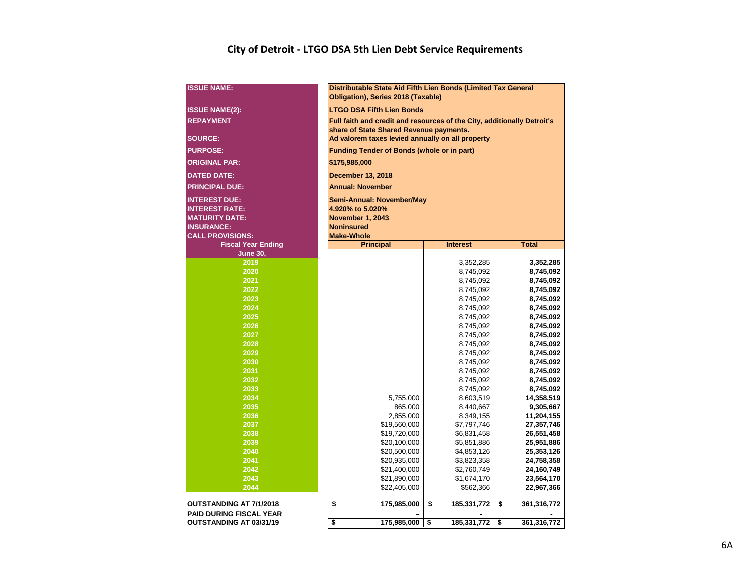# City of Detroit - LTGO DSA 5th Lien Debt Service Requirements

| | |
|---|---|
| **ISSUE NAME:** | **Distributable State Aid Fifth Lien Bonds (Limited Tax General Obligation), Series 2018 (Taxable)** |
| **ISSUE NAME(2):** | **LTGO DSA Fifth Lien Bonds** |
| **REPAYMENT** | **Full faith and credit and resources of the City, additionally Detroit's share of State Shared Revenue payments.** |
| **SOURCE:** | **Ad valorem taxes levied annually on all property** |
| **PURPOSE:** | **Funding Tender of Bonds (whole or in part)** |
| **ORIGINAL PAR:** | **$175,985,000** |
| **DATED DATE:** | **December 13, 2018** |
| **PRINCIPAL DUE:** | **Annual: November** |
| **INTEREST DUE:** | **Semi-Annual: November/May** |
| **INTEREST RATE:** | **4.920% to 5.020%** |
| **MATURITY DATE:** | **November 1, 2043** |
| **INSURANCE:** | **Noninsured** |
| **CALL PROVISIONS:** | **Make-Whole** |

| Fiscal Year Ending June 30, | Principal | Interest | Total |
|---|---|---|---|
| 2019 | | 3,352,285 | **3,352,285** |
| 2020 | | 8,745,092 | **8,745,092** |
| 2021 | | 8,745,092 | **8,745,092** |
| 2022 | | 8,745,092 | **8,745,092** |
| 2023 | | 8,745,092 | **8,745,092** |
| 2024 | | 8,745,092 | **8,745,092** |
| 2025 | | 8,745,092 | **8,745,092** |
| 2026 | | 8,745,092 | **8,745,092** |
| 2027 | | 8,745,092 | **8,745,092** |
| 2028 | | 8,745,092 | **8,745,092** |
| 2029 | | 8,745,092 | **8,745,092** |
| 2030 | | 8,745,092 | **8,745,092** |
| 2031 | | 8,745,092 | **8,745,092** |
| 2032 | | 8,745,092 | **8,745,092** |
| 2033 | | 8,745,092 | **8,745,092** |
| 2034 | 5,755,000 | 8,603,519 | **14,358,519** |
| 2035 | 865,000 | 8,440,667 | **9,305,667** |
| 2036 | 2,855,000 | 8,349,155 | **11,204,155** |
| 2037 | $19,560,000 | $7,797,746 | **27,357,746** |
| 2038 | $19,720,000 | $6,831,458 | **26,551,458** |
| 2039 | $20,100,000 | $5,851,886 | **25,951,886** |
| 2040 | $20,500,000 | $4,853,126 | **25,353,126** |
| 2041 | $20,935,000 | $3,823,358 | **24,758,358** |
| 2042 | $21,400,000 | $2,760,749 | **24,160,749** |
| 2043 | $21,890,000 | $1,674,170 | **23,564,170** |
| 2044 | $22,405,000 | $562,366 | **22,967,366** |
| **OUTSTANDING AT 7/1/2018** | **$ 175,985,000** | **$ 185,331,772** | **$ 361,316,772** |
| **PAID DURING FISCAL YEAR** | **–** | **-** | **-** |
| **OUTSTANDING AT 03/31/19** | **$ 175,985,000** | **$ 185,331,772** | **$ 361,316,772** |

6A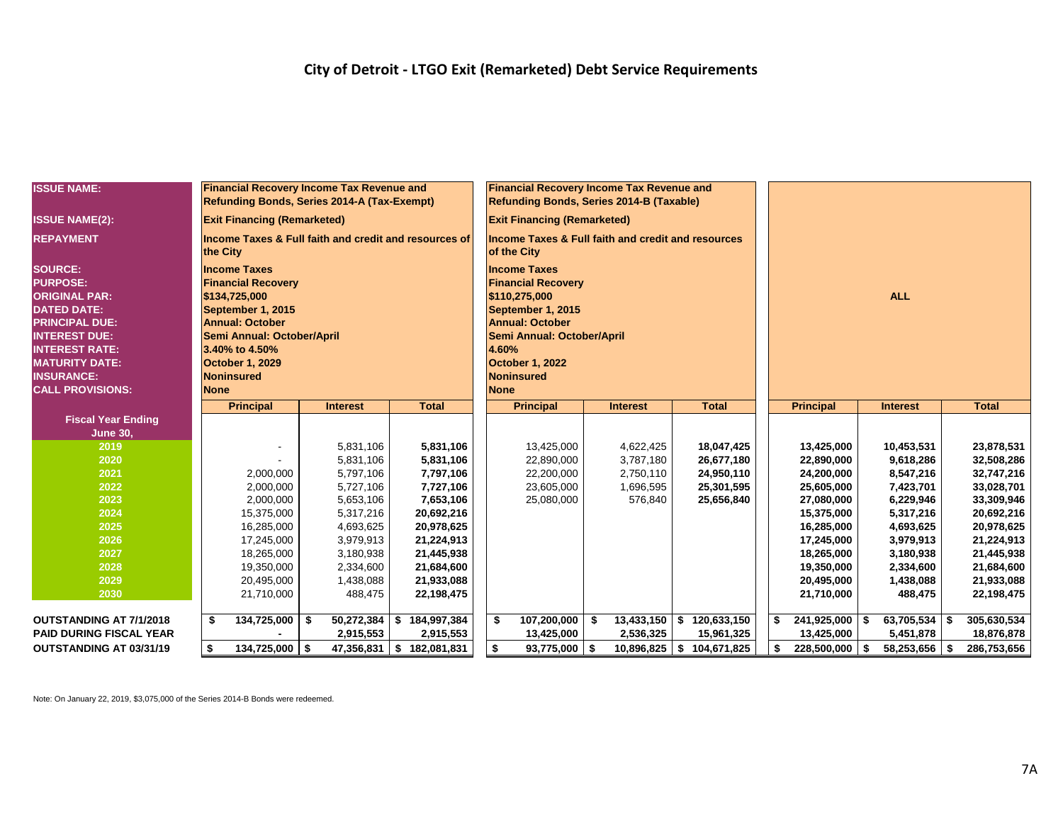# City of Detroit - LTGO Exit (Remarketed) Debt Service Requirements

| ISSUE NAME: | Financial Recovery Income Tax Revenue and Refunding Bonds, Series 2014-A (Tax-Exempt) | | | Financial Recovery Income Tax Revenue and Refunding Bonds, Series 2014-B (Taxable) | | | ALL | | |
|---|---|---|---|---|---|---|---|---|---|
| ISSUE NAME(2): | Exit Financing (Remarketed) | | | Exit Financing (Remarketed) | | | | | |
| REPAYMENT | Income Taxes & Full faith and credit and resources of the City | | | Income Taxes & Full faith and credit and resources of the City | | | | | |
| SOURCE: | Income Taxes | | | Income Taxes | | | | | |
| PURPOSE: | Financial Recovery | | | Financial Recovery | | | | | |
| ORIGINAL PAR: | $134,725,000 | | | $110,275,000 | | | | | |
| DATED DATE: | September 1, 2015 | | | September 1, 2015 | | | | | |
| PRINCIPAL DUE: | Annual: October | | | Annual: October | | | | | |
| INTEREST DUE: | Semi Annual: October/April | | | Semi Annual: October/April | | | | | |
| INTEREST RATE: | 3.40% to 4.50% | | | 4.60% | | | | | |
| MATURITY DATE: | October 1, 2029 | | | October 1, 2022 | | | | | |
| INSURANCE: | Noninsured | | | Noninsured | | | | | |
| CALL PROVISIONS: | None | | | None | | | | | |
| **Fiscal Year Ending June 30,** | **Principal** | **Interest** | **Total** | **Principal** | **Interest** | **Total** | **Principal** | **Interest** | **Total** |
| 2019 | - | 5,831,106 | 5,831,106 | 13,425,000 | 4,622,425 | 18,047,425 | 13,425,000 | 10,453,531 | 23,878,531 |
| 2020 | - | 5,831,106 | 5,831,106 | 22,890,000 | 3,787,180 | 26,677,180 | 22,890,000 | 9,618,286 | 32,508,286 |
| 2021 | 2,000,000 | 5,797,106 | 7,797,106 | 22,200,000 | 2,750,110 | 24,950,110 | 24,200,000 | 8,547,216 | 32,747,216 |
| 2022 | 2,000,000 | 5,727,106 | 7,727,106 | 23,605,000 | 1,696,595 | 25,301,595 | 25,605,000 | 7,423,701 | 33,028,701 |
| 2023 | 2,000,000 | 5,653,106 | 7,653,106 | 25,080,000 | 576,840 | 25,656,840 | 27,080,000 | 6,229,946 | 33,309,946 |
| 2024 | 15,375,000 | 5,317,216 | 20,692,216 | | | | 15,375,000 | 5,317,216 | 20,692,216 |
| 2025 | 16,285,000 | 4,693,625 | 20,978,625 | | | | 16,285,000 | 4,693,625 | 20,978,625 |
| 2026 | 17,245,000 | 3,979,913 | 21,224,913 | | | | 17,245,000 | 3,979,913 | 21,224,913 |
| 2027 | 18,265,000 | 3,180,938 | 21,445,938 | | | | 18,265,000 | 3,180,938 | 21,445,938 |
| 2028 | 19,350,000 | 2,334,600 | 21,684,600 | | | | 19,350,000 | 2,334,600 | 21,684,600 |
| 2029 | 20,495,000 | 1,438,088 | 21,933,088 | | | | 20,495,000 | 1,438,088 | 21,933,088 |
| 2030 | 21,710,000 | 488,475 | 22,198,475 | | | | 21,710,000 | 488,475 | 22,198,475 |
| **OUTSTANDING AT 7/1/2018** | $ 134,725,000 | $ 50,272,384 | $ 184,997,384 | $ 107,200,000 | $ 13,433,150 | $ 120,633,150 | $ 241,925,000 | $ 63,705,534 | $ 305,630,534 |
| **PAID DURING FISCAL YEAR** | - | 2,915,553 | 2,915,553 | 13,425,000 | 2,536,325 | 15,961,325 | 13,425,000 | 5,451,878 | 18,876,878 |
| **OUTSTANDING AT 03/31/19** | $ 134,725,000 | $ 47,356,831 | $ 182,081,831 | $ 93,775,000 | $ 10,896,825 | $ 104,671,825 | $ 228,500,000 | $ 58,253,656 | $ 286,753,656 |

Note: On January 22, 2019, $3,075,000 of the Series 2014-B Bonds were redeemed.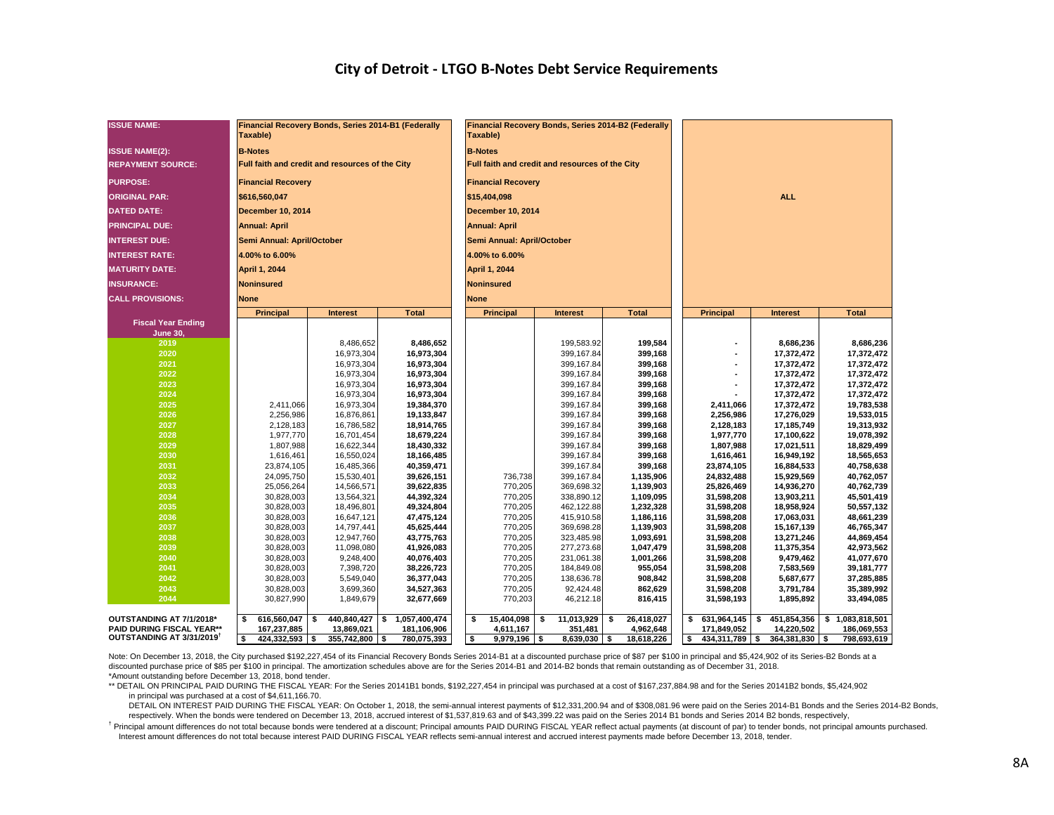# City of Detroit - LTGO B-Notes Debt Service Requirements

| ISSUE NAME: | Financial Recovery Bonds, Series 2014-B1 (Federally Taxable) | | | Financial Recovery Bonds, Series 2014-B2 (Federally Taxable) | | | ALL | | |
|---|---|---|---|---|---|---|---|---|---|
| ISSUE NAME(2): | B-Notes | | | B-Notes | | | | | |
| REPAYMENT SOURCE: | Full faith and credit and resources of the City | | | Full faith and credit and resources of the City | | | | | |
| PURPOSE: | Financial Recovery | | | Financial Recovery | | | | | |
| ORIGINAL PAR: | $616,560,047 | | | $15,404,098 | | | | | |
| DATED DATE: | December 10, 2014 | | | December 10, 2014 | | | | | |
| PRINCIPAL DUE: | Annual: April | | | Annual: April | | | | | |
| INTEREST DUE: | Semi Annual: April/October | | | Semi Annual: April/October | | | | | |
| INTEREST RATE: | 4.00% to 6.00% | | | 4.00% to 6.00% | | | | | |
| MATURITY DATE: | April 1, 2044 | | | April 1, 2044 | | | | | |
| INSURANCE: | Noninsured | | | Noninsured | | | | | |
| CALL PROVISIONS: | None | | | None | | | | | |
| Fiscal Year Ending June 30, | Principal | Interest | Total | Principal | Interest | Total | Principal | Interest | Total |
| 2019 | | 8,486,652 | 8,486,652 | | 199,583.92 | 199,584 | - | 8,686,236 | 8,686,236 |
| 2020 | | 16,973,304 | 16,973,304 | | 399,167.84 | 399,168 | - | 17,372,472 | 17,372,472 |
| 2021 | | 16,973,304 | 16,973,304 | | 399,167.84 | 399,168 | - | 17,372,472 | 17,372,472 |
| 2022 | | 16,973,304 | 16,973,304 | | 399,167.84 | 399,168 | - | 17,372,472 | 17,372,472 |
| 2023 | | 16,973,304 | 16,973,304 | | 399,167.84 | 399,168 | - | 17,372,472 | 17,372,472 |
| 2024 | | 16,973,304 | 16,973,304 | | 399,167.84 | 399,168 | - | 17,372,472 | 17,372,472 |
| 2025 | 2,411,066 | 16,973,304 | 19,384,370 | | 399,167.84 | 399,168 | 2,411,066 | 17,372,472 | 19,783,538 |
| 2026 | 2,256,986 | 16,876,861 | 19,133,847 | | 399,167.84 | 399,168 | 2,256,986 | 17,276,029 | 19,533,015 |
| 2027 | 2,128,183 | 16,786,582 | 18,914,765 | | 399,167.84 | 399,168 | 2,128,183 | 17,185,749 | 19,313,932 |
| 2028 | 1,977,770 | 16,701,454 | 18,679,224 | | 399,167.84 | 399,168 | 1,977,770 | 17,100,622 | 19,078,392 |
| 2029 | 1,807,988 | 16,622,344 | 18,430,332 | | 399,167.84 | 399,168 | 1,807,988 | 17,021,511 | 18,829,499 |
| 2030 | 1,616,461 | 16,550,024 | 18,166,485 | | 399,167.84 | 399,168 | 1,616,461 | 16,949,192 | 18,565,653 |
| 2031 | 23,874,105 | 16,485,366 | 40,359,471 | | 399,167.84 | 399,168 | 23,874,105 | 16,884,533 | 40,758,638 |
| 2032 | 24,095,750 | 15,530,401 | 39,626,151 | 736,738 | 399,167.84 | 1,135,906 | 24,832,488 | 15,929,569 | 40,762,057 |
| 2033 | 25,056,264 | 14,566,571 | 39,622,835 | 770,205 | 369,698.32 | 1,139,903 | 25,826,469 | 14,936,270 | 40,762,739 |
| 2034 | 30,828,003 | 13,564,321 | 44,392,324 | 770,205 | 338,890.12 | 1,109,095 | 31,598,208 | 13,903,211 | 45,501,419 |
| 2035 | 30,828,003 | 18,496,801 | 49,324,804 | 770,205 | 462,122.88 | 1,232,328 | 31,598,208 | 18,958,924 | 50,557,132 |
| 2036 | 30,828,003 | 16,647,121 | 47,475,124 | 770,205 | 415,910.58 | 1,186,116 | 31,598,208 | 17,063,031 | 48,661,239 |
| 2037 | 30,828,003 | 14,797,441 | 45,625,444 | 770,205 | 369,698.28 | 1,139,903 | 31,598,208 | 15,167,139 | 46,765,347 |
| 2038 | 30,828,003 | 12,947,760 | 43,775,763 | 770,205 | 323,485.98 | 1,093,691 | 31,598,208 | 13,271,246 | 44,869,454 |
| 2039 | 30,828,003 | 11,098,080 | 41,926,083 | 770,205 | 277,273.68 | 1,047,479 | 31,598,208 | 11,375,354 | 42,973,562 |
| 2040 | 30,828,003 | 9,248,400 | 40,076,403 | 770,205 | 231,061.38 | 1,001,266 | 31,598,208 | 9,479,462 | 41,077,670 |
| 2041 | 30,828,003 | 7,398,720 | 38,226,723 | 770,205 | 184,849.08 | 955,054 | 31,598,208 | 7,583,569 | 39,181,777 |
| 2042 | 30,828,003 | 5,549,040 | 36,377,043 | 770,205 | 138,636.78 | 908,842 | 31,598,208 | 5,687,677 | 37,285,885 |
| 2043 | 30,828,003 | 3,699,360 | 34,527,363 | 770,205 | 92,424.48 | 862,629 | 31,598,208 | 3,791,784 | 35,389,992 |
| 2044 | 30,827,990 | 1,849,679 | 32,677,669 | 770,203 | 46,212.18 | 816,415 | 31,598,193 | 1,895,892 | 33,494,085 |
| OUTSTANDING AT 7/1/2018* | $ 616,560,047 | $ 440,840,427 | $ 1,057,400,474 | $ 15,404,098 | $ 11,013,929 | $ 26,418,027 | $ 631,964,145 | $ 451,854,356 | $ 1,083,818,501 |
| PAID DURING FISCAL YEAR** | 167,237,885 | 13,869,021 | 181,106,906 | 4,611,167 | 351,481 | 4,962,648 | 171,849,052 | 14,220,502 | 186,069,553 |
| OUTSTANDING AT 3/31/2019† | $ 424,332,593 | $ 355,742,800 | $ 780,075,393 | $ 9,979,196 | $ 8,639,030 | $ 18,618,226 | $ 434,311,789 | $ 364,381,830 | $ 798,693,619 |

Note: On December 13, 2018, the City purchased $192,227,454 of its Financial Recovery Bonds Series 2014-B1 at a discounted purchase price of $87 per $100 in principal and $5,424,902 of its Series-B2 Bonds at a discounted purchase price of $85 per $100 in principal. The amortization schedules above are for the Series 2014-B1 and 2014-B2 bonds that remain outstanding as of December 31, 2018.

*Amount outstanding before December 13, 2018, bond tender.

** DETAIL ON PRINCIPAL PAID DURING THE FISCAL YEAR: For the Series 20141B1 bonds, $192,227,454 in principal was purchased at a cost of $167,237,884.98 and for the Series 20141B2 bonds, $5,424,902 in principal was purchased at a cost of $4,611,166.70.

DETAIL ON INTEREST PAID DURING THE FISCAL YEAR: On October 1, 2018, the semi-annual interest payments of $12,331,200.94 and of $308,081.96 were paid on the Series 2014-B1 Bonds and the Series 2014-B2 Bonds, respectively. When the bonds were tendered on December 13, 2018, accrued interest of $1,537,819.63 and of $43,399.22 was paid on the Series 2014 B1 bonds and Series 2014 B2 bonds, respectively,

† Principal amount differences do not total because bonds were tendered at a discount; Principal amounts PAID DURING FISCAL YEAR reflect actual payments (at discount of par) to tender bonds, not principal amounts purchased. Interest amount differences do not total because interest PAID DURING FISCAL YEAR reflects semi-annual interest and accrued interest payments made before December 13, 2018, tender.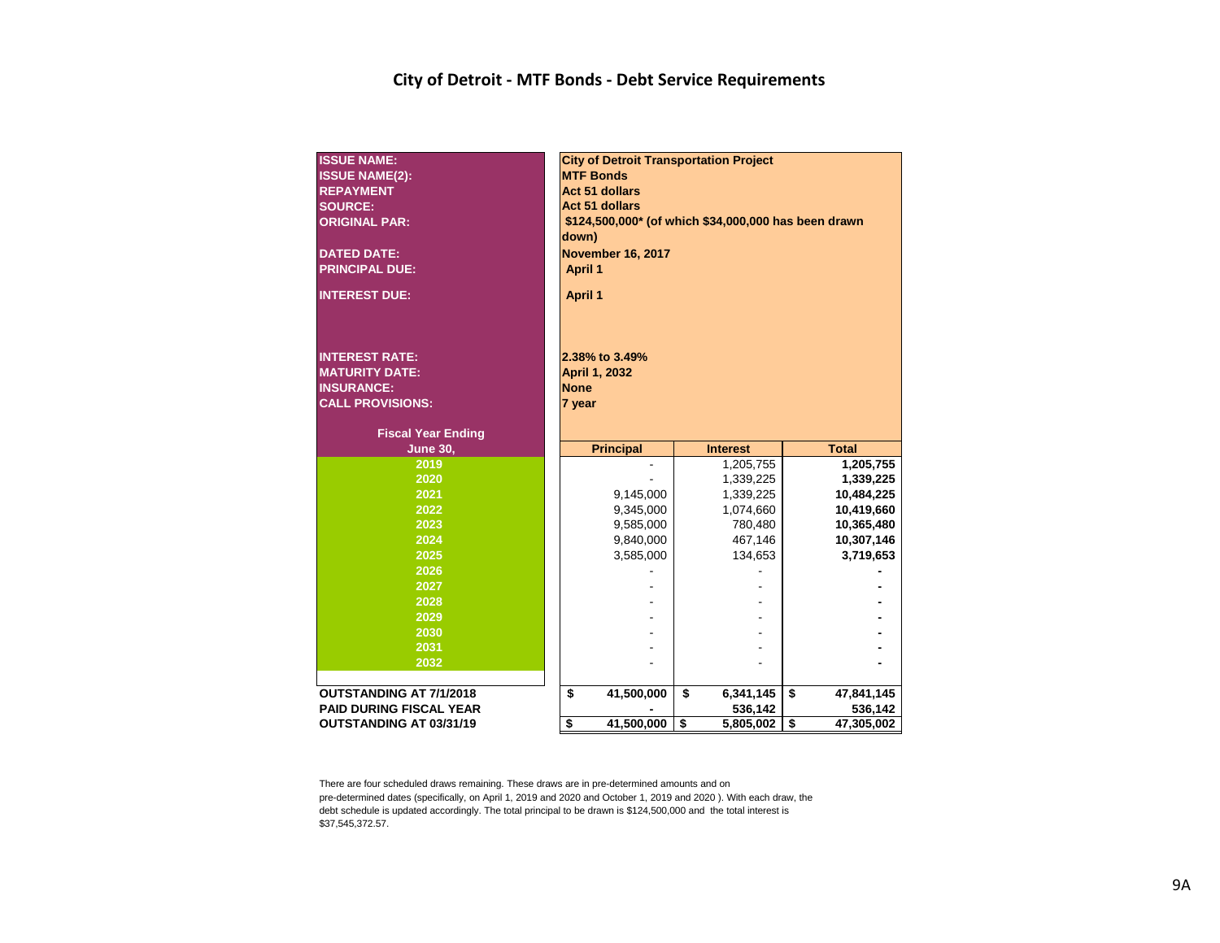# City of Detroit - MTF Bonds - Debt Service Requirements

| | |
|---|---|
| **ISSUE NAME:** | **City of Detroit Transportation Project** |
| **ISSUE NAME(2):** | **MTF Bonds** |
| **REPAYMENT** | **Act 51 dollars** |
| **SOURCE:** | **Act 51 dollars** |
| **ORIGINAL PAR:** | **$124,500,000* (of which $34,000,000 has been drawn down)** |
| **DATED DATE:** | **November 16, 2017** |
| **PRINCIPAL DUE:** | **April 1** |
| **INTEREST DUE:** | **April 1** |
| **INTEREST RATE:** | **2.38% to 3.49%** |
| **MATURITY DATE:** | **April 1, 2032** |
| **INSURANCE:** | **None** |
| **CALL PROVISIONS:** | **7 year** |

| Fiscal Year Ending June 30, | Principal | Interest | Total |
|---|---|---|---|
| 2019 | - | 1,205,755 | 1,205,755 |
| 2020 | - | 1,339,225 | 1,339,225 |
| 2021 | 9,145,000 | 1,339,225 | 10,484,225 |
| 2022 | 9,345,000 | 1,074,660 | 10,419,660 |
| 2023 | 9,585,000 | 780,480 | 10,365,480 |
| 2024 | 9,840,000 | 467,146 | 10,307,146 |
| 2025 | 3,585,000 | 134,653 | 3,719,653 |
| 2026 | - | - | - |
| 2027 | - | - | - |
| 2028 | - | - | - |
| 2029 | - | - | - |
| 2030 | - | - | - |
| 2031 | - | - | - |
| 2032 | - | - | - |
| **OUTSTANDING AT 7/1/2018** | **$ 41,500,000** | **$ 6,341,145** | **$ 47,841,145** |
| **PAID DURING FISCAL YEAR** | **-** | **536,142** | **536,142** |
| **OUTSTANDING AT 03/31/19** | **$ 41,500,000** | **$ 5,805,002** | **$ 47,305,002** |

There are four scheduled draws remaining. These draws are in pre-determined amounts and on pre-determined dates (specifically, on April 1, 2019 and 2020 and October 1, 2019 and 2020 ). With each draw, the debt schedule is updated accordingly. The total principal to be drawn is $124,500,000 and the total interest is $37,545,372.57.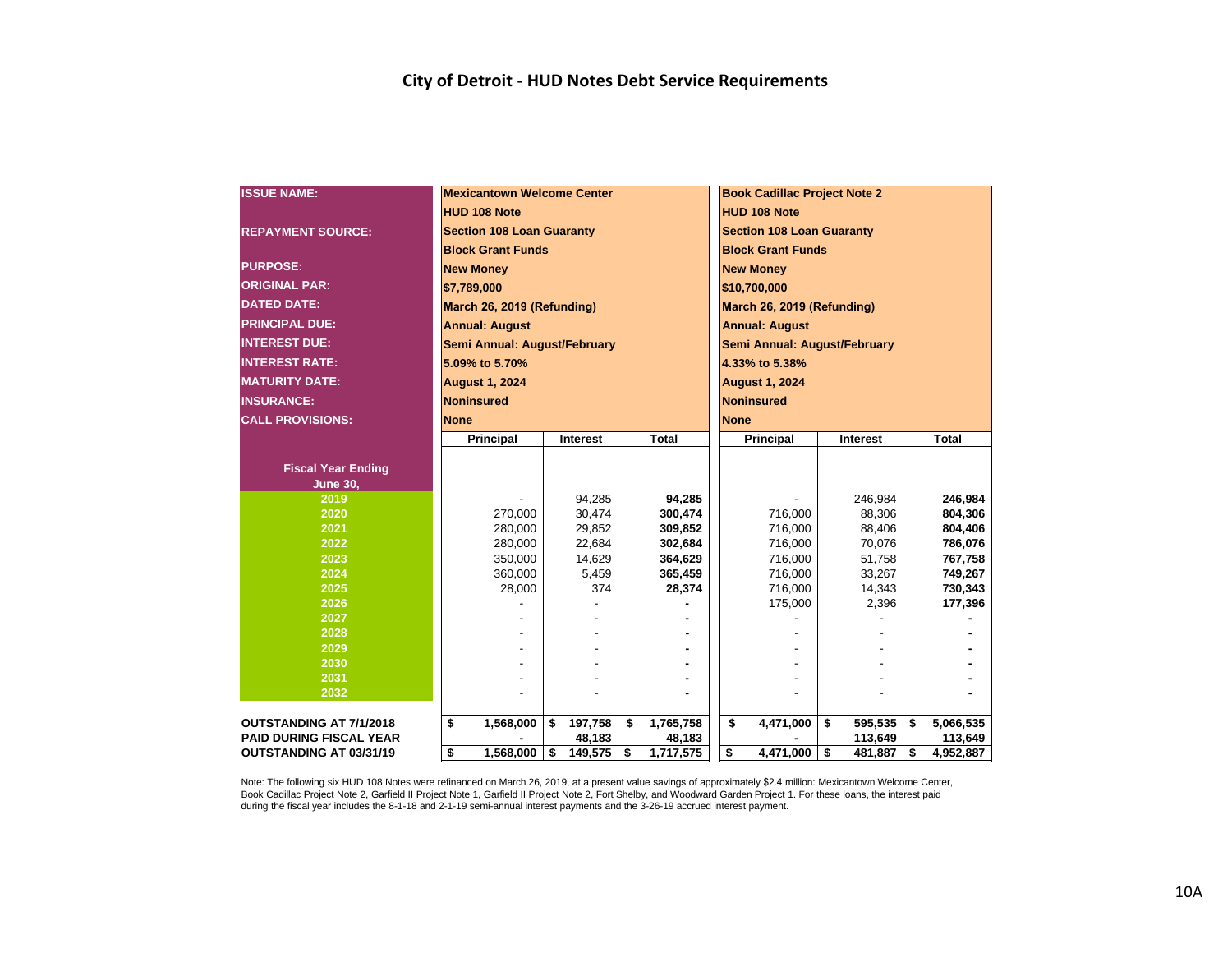# City of Detroit - HUD Notes Debt Service Requirements

| ISSUE NAME: | Mexicantown Welcome Center | | | Book Cadillac Project Note 2 | | |
|---|---|---|---|---|---|---|
| | HUD 108 Note | | | HUD 108 Note | | |
| REPAYMENT SOURCE: | Section 108 Loan Guaranty | | | Section 108 Loan Guaranty | | |
| | Block Grant Funds | | | Block Grant Funds | | |
| PURPOSE: | New Money | | | New Money | | |
| ORIGINAL PAR: | $7,789,000 | | | $10,700,000 | | |
| DATED DATE: | March 26, 2019 (Refunding) | | | March 26, 2019 (Refunding) | | |
| PRINCIPAL DUE: | Annual: August | | | Annual: August | | |
| INTEREST DUE: | Semi Annual: August/February | | | Semi Annual: August/February | | |
| INTEREST RATE: | 5.09% to 5.70% | | | 4.33% to 5.38% | | |
| MATURITY DATE: | August 1, 2024 | | | August 1, 2024 | | |
| INSURANCE: | Noninsured | | | Noninsured | | |
| CALL PROVISIONS: | None | | | None | | |
| **Fiscal Year Ending June 30,** | **Principal** | **Interest** | **Total** | **Principal** | **Interest** | **Total** |
| 2019 | - | 94,285 | **94,285** | - | 246,984 | **246,984** |
| 2020 | 270,000 | 30,474 | **300,474** | 716,000 | 88,306 | **804,306** |
| 2021 | 280,000 | 29,852 | **309,852** | 716,000 | 88,406 | **804,406** |
| 2022 | 280,000 | 22,684 | **302,684** | 716,000 | 70,076 | **786,076** |
| 2023 | 350,000 | 14,629 | **364,629** | 716,000 | 51,758 | **767,758** |
| 2024 | 360,000 | 5,459 | **365,459** | 716,000 | 33,267 | **749,267** |
| 2025 | 28,000 | 374 | **28,374** | 716,000 | 14,343 | **730,343** |
| 2026 | - | - | **-** | 175,000 | 2,396 | **177,396** |
| 2027 | - | - | **-** | - | - | **-** |
| 2028 | - | - | **-** | - | - | **-** |
| 2029 | - | - | **-** | - | - | **-** |
| 2030 | - | - | **-** | - | - | **-** |
| 2031 | - | - | **-** | - | - | **-** |
| 2032 | - | - | **-** | - | - | **-** |
| **OUTSTANDING AT 7/1/2018** | **$ 1,568,000** | **$ 197,758** | **$ 1,765,758** | **$ 4,471,000** | **$ 595,535** | **$ 5,066,535** |
| **PAID DURING FISCAL YEAR** | **-** | **48,183** | **48,183** | **-** | **113,649** | **113,649** |
| **OUTSTANDING AT 03/31/19** | **$ 1,568,000** | **$ 149,575** | **$ 1,717,575** | **$ 4,471,000** | **$ 481,887** | **$ 4,952,887** |

Note: The following six HUD 108 Notes were refinanced on March 26, 2019, at a present value savings of approximately $2.4 million: Mexicantown Welcome Center, Book Cadillac Project Note 2, Garfield II Project Note 1, Garfield II Project Note 2, Fort Shelby, and Woodward Garden Project 1. For these loans, the interest paid during the fiscal year includes the 8-1-18 and 2-1-19 semi-annual interest payments and the 3-26-19 accrued interest payment.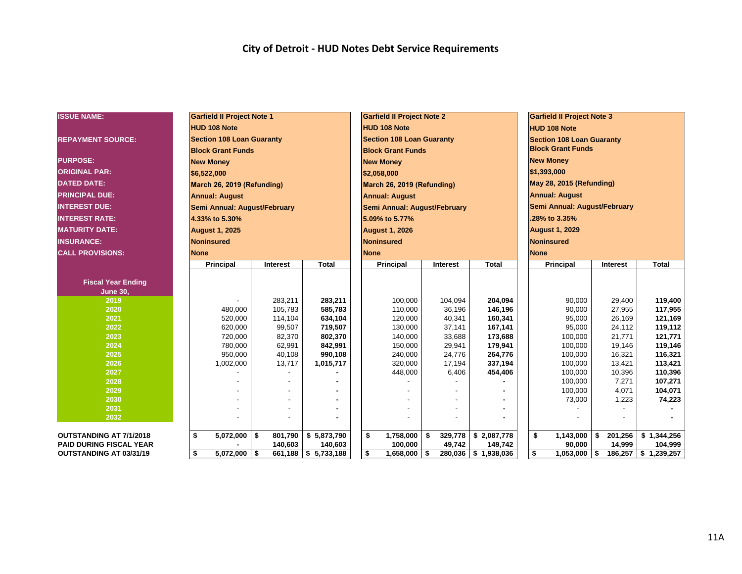# City of Detroit - HUD Notes Debt Service Requirements

| ISSUE NAME: | Garfield II Project Note 1 | | | Garfield II Project Note 2 | | | Garfield II Project Note 3 | | |
|---|---|---|---|---|---|---|---|---|---|
| | HUD 108 Note | | | HUD 108 Note | | | HUD 108 Note | | |
| REPAYMENT SOURCE: | Section 108 Loan Guaranty Block Grant Funds | | | Section 108 Loan Guaranty Block Grant Funds | | | Section 108 Loan Guaranty Block Grant Funds | | |
| PURPOSE: | New Money | | | New Money | | | New Money | | |
| ORIGINAL PAR: | $6,522,000 | | | $2,058,000 | | | $1,393,000 | | |
| DATED DATE: | March 26, 2019 (Refunding) | | | March 26, 2019 (Refunding) | | | May 28, 2015 (Refunding) | | |
| PRINCIPAL DUE: | Annual: August | | | Annual: August | | | Annual: August | | |
| INTEREST DUE: | Semi Annual: August/February | | | Semi Annual: August/February | | | Semi Annual: August/February | | |
| INTEREST RATE: | 4.33% to 5.30% | | | 5.09% to 5.77% | | | .28% to 3.35% | | |
| MATURITY DATE: | August 1, 2025 | | | August 1, 2026 | | | August 1, 2029 | | |
| INSURANCE: | Noninsured | | | Noninsured | | | Noninsured | | |
| CALL PROVISIONS: | None | | | None | | | None | | |
| **Fiscal Year Ending June 30,** | **Principal** | **Interest** | **Total** | **Principal** | **Interest** | **Total** | **Principal** | **Interest** | **Total** |
| 2019 | - | 283,211 | **283,211** | 100,000 | 104,094 | **204,094** | 90,000 | 29,400 | **119,400** |
| 2020 | 480,000 | 105,783 | **585,783** | 110,000 | 36,196 | **146,196** | 90,000 | 27,955 | **117,955** |
| 2021 | 520,000 | 114,104 | **634,104** | 120,000 | 40,341 | **160,341** | 95,000 | 26,169 | **121,169** |
| 2022 | 620,000 | 99,507 | **719,507** | 130,000 | 37,141 | **167,141** | 95,000 | 24,112 | **119,112** |
| 2023 | 720,000 | 82,370 | **802,370** | 140,000 | 33,688 | **173,688** | 100,000 | 21,771 | **121,771** |
| 2024 | 780,000 | 62,991 | **842,991** | 150,000 | 29,941 | **179,941** | 100,000 | 19,146 | **119,146** |
| 2025 | 950,000 | 40,108 | **990,108** | 240,000 | 24,776 | **264,776** | 100,000 | 16,321 | **116,321** |
| 2026 | 1,002,000 | 13,717 | **1,015,717** | 320,000 | 17,194 | **337,194** | 100,000 | 13,421 | **113,421** |
| 2027 | - | - | **-** | 448,000 | 6,406 | **454,406** | 100,000 | 10,396 | **110,396** |
| 2028 | - | - | **-** | - | - | **-** | 100,000 | 7,271 | **107,271** |
| 2029 | - | - | **-** | - | - | **-** | 100,000 | 4,071 | **104,071** |
| 2030 | - | - | **-** | - | - | **-** | 73,000 | 1,223 | **74,223** |
| 2031 | - | - | **-** | - | - | **-** | - | - | **-** |
| 2032 | - | - | **-** | - | - | **-** | - | - | **-** |
| **OUTSTANDING AT 7/1/2018** | **$ 5,072,000** | **$ 801,790** | **$ 5,873,790** | **$ 1,758,000** | **$ 329,778** | **$ 2,087,778** | **$ 1,143,000** | **$ 201,256** | **$ 1,344,256** |
| **PAID DURING FISCAL YEAR** | **-** | **140,603** | **140,603** | **100,000** | **49,742** | **149,742** | **90,000** | **14,999** | **104,999** |
| **OUTSTANDING AT 03/31/19** | **$ 5,072,000** | **$ 661,188** | **$ 5,733,188** | **$ 1,658,000** | **$ 280,036** | **$ 1,938,036** | **$ 1,053,000** | **$ 186,257** | **$ 1,239,257** |

11A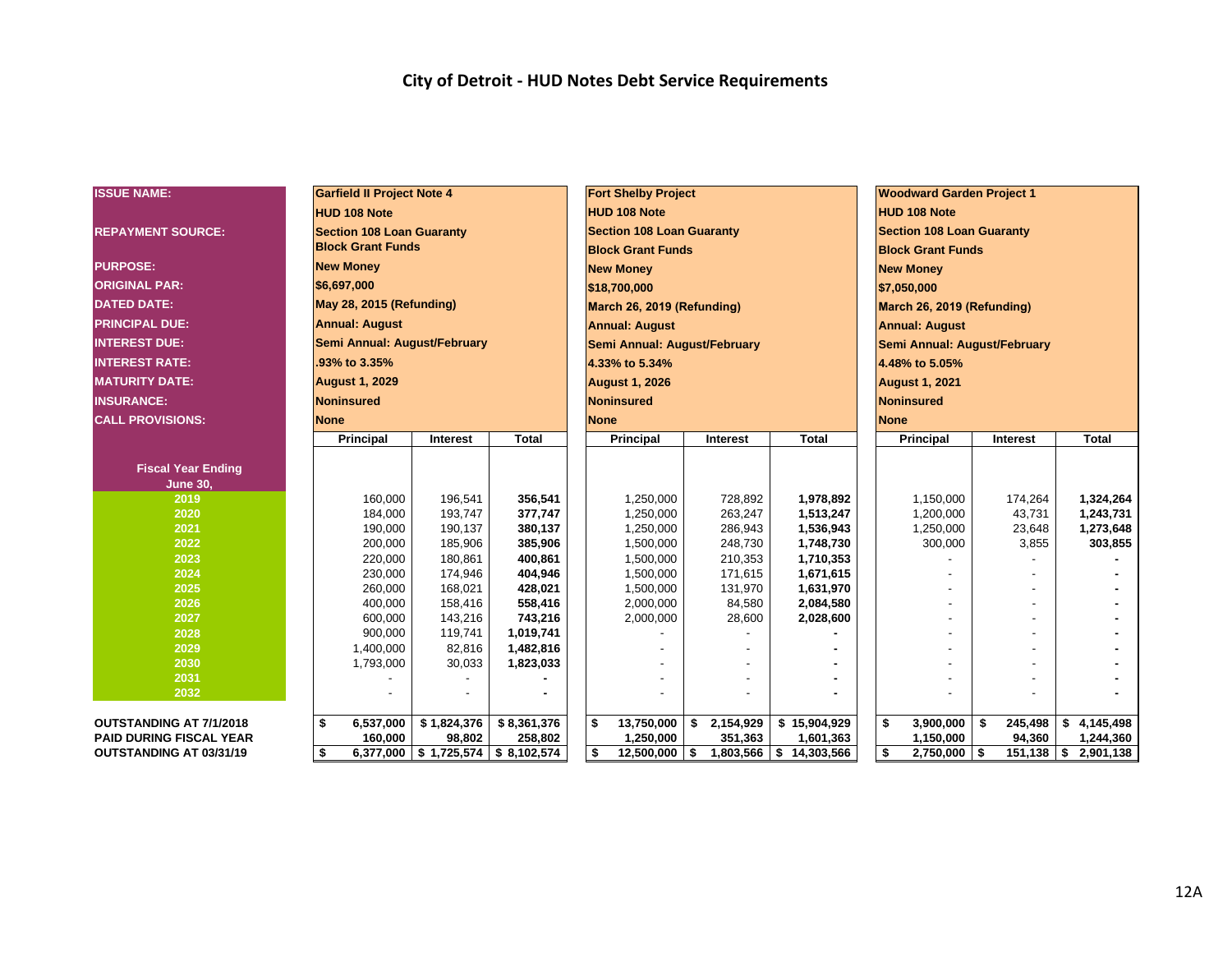# City of Detroit - HUD Notes Debt Service Requirements

| ISSUE NAME: | Garfield II Project Note 4 | | | Fort Shelby Project | | | Woodward Garden Project 1 | | |
|---|---|---|---|---|---|---|---|---|---|
| | HUD 108 Note | | | HUD 108 Note | | | HUD 108 Note | | |
| REPAYMENT SOURCE: | Section 108 Loan Guaranty Block Grant Funds | | | Section 108 Loan Guaranty Block Grant Funds | | | Section 108 Loan Guaranty Block Grant Funds | | |
| PURPOSE: | New Money | | | New Money | | | New Money | | |
| ORIGINAL PAR: | $6,697,000 | | | $18,700,000 | | | $7,050,000 | | |
| DATED DATE: | May 28, 2015 (Refunding) | | | March 26, 2019 (Refunding) | | | March 26, 2019 (Refunding) | | |
| PRINCIPAL DUE: | Annual: August | | | Annual: August | | | Annual: August | | |
| INTEREST DUE: | Semi Annual: August/February | | | Semi Annual: August/February | | | Semi Annual: August/February | | |
| INTEREST RATE: | .93% to 3.35% | | | 4.33% to 5.34% | | | 4.48% to 5.05% | | |
| MATURITY DATE: | August 1, 2029 | | | August 1, 2026 | | | August 1, 2021 | | |
| INSURANCE: | Noninsured | | | Noninsured | | | Noninsured | | |
| CALL PROVISIONS: | None | | | None | | | None | | |
| **Fiscal Year Ending June 30,** | **Principal** | **Interest** | **Total** | **Principal** | **Interest** | **Total** | **Principal** | **Interest** | **Total** |
| 2019 | 160,000 | 196,541 | **356,541** | 1,250,000 | 728,892 | **1,978,892** | 1,150,000 | 174,264 | **1,324,264** |
| 2020 | 184,000 | 193,747 | **377,747** | 1,250,000 | 263,247 | **1,513,247** | 1,200,000 | 43,731 | **1,243,731** |
| 2021 | 190,000 | 190,137 | **380,137** | 1,250,000 | 286,943 | **1,536,943** | 1,250,000 | 23,648 | **1,273,648** |
| 2022 | 200,000 | 185,906 | **385,906** | 1,500,000 | 248,730 | **1,748,730** | 300,000 | 3,855 | **303,855** |
| 2023 | 220,000 | 180,861 | **400,861** | 1,500,000 | 210,353 | **1,710,353** | - | - | **-** |
| 2024 | 230,000 | 174,946 | **404,946** | 1,500,000 | 171,615 | **1,671,615** | - | - | **-** |
| 2025 | 260,000 | 168,021 | **428,021** | 1,500,000 | 131,970 | **1,631,970** | - | - | **-** |
| 2026 | 400,000 | 158,416 | **558,416** | 2,000,000 | 84,580 | **2,084,580** | - | - | **-** |
| 2027 | 600,000 | 143,216 | **743,216** | 2,000,000 | 28,600 | **2,028,600** | - | - | **-** |
| 2028 | 900,000 | 119,741 | **1,019,741** | - | - | **-** | - | - | **-** |
| 2029 | 1,400,000 | 82,816 | **1,482,816** | - | - | **-** | - | - | **-** |
| 2030 | 1,793,000 | 30,033 | **1,823,033** | - | - | **-** | - | - | **-** |
| 2031 | - | - | **-** | - | - | **-** | - | - | **-** |
| 2032 | - | - | **-** | - | - | **-** | - | - | **-** |
| **OUTSTANDING AT 7/1/2018** | **$ 6,537,000** | **$ 1,824,376** | **$ 8,361,376** | **$ 13,750,000** | **$ 2,154,929** | **$ 15,904,929** | **$ 3,900,000** | **$ 245,498** | **$ 4,145,498** |
| **PAID DURING FISCAL YEAR** | **160,000** | **98,802** | **258,802** | **1,250,000** | **351,363** | **1,601,363** | **1,150,000** | **94,360** | **1,244,360** |
| **OUTSTANDING AT 03/31/19** | **$ 6,377,000** | **$ 1,725,574** | **$ 8,102,574** | **$ 12,500,000** | **$ 1,803,566** | **$ 14,303,566** | **$ 2,750,000** | **$ 151,138** | **$ 2,901,138** |

12A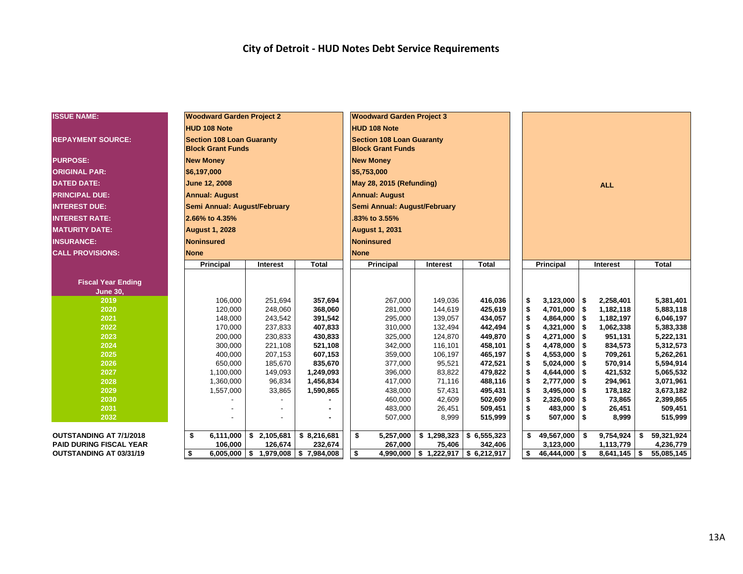# City of Detroit - HUD Notes Debt Service Requirements

| ISSUE NAME: | Woodward Garden Project 2 | | | Woodward Garden Project 3 | | | ALL | | |
|---|---|---|---|---|---|---|---|---|---|
| | HUD 108 Note | | | HUD 108 Note | | | | | |
| REPAYMENT SOURCE: | Section 108 Loan Guaranty Block Grant Funds | | | Section 108 Loan Guaranty Block Grant Funds | | | | | |
| PURPOSE: | New Money | | | New Money | | | | | |
| ORIGINAL PAR: | $6,197,000 | | | $5,753,000 | | | | | |
| DATED DATE: | June 12, 2008 | | | May 28, 2015 (Refunding) | | | | | |
| PRINCIPAL DUE: | Annual: August | | | Annual: August | | | | | |
| INTEREST DUE: | Semi Annual: August/February | | | Semi Annual: August/February | | | | | |
| INTEREST RATE: | 2.66% to 4.35% | | | .83% to 3.55% | | | | | |
| MATURITY DATE: | August 1, 2028 | | | August 1, 2031 | | | | | |
| INSURANCE: | Noninsured | | | Noninsured | | | | | |
| CALL PROVISIONS: | None | | | None | | | | | |
| **Fiscal Year Ending June 30,** | **Principal** | **Interest** | **Total** | **Principal** | **Interest** | **Total** | **Principal** | **Interest** | **Total** |
| 2019 | 106,000 | 251,694 | 357,694 | 267,000 | 149,036 | 416,036 | $ 3,123,000 | $ 2,258,401 | 5,381,401 |
| 2020 | 120,000 | 248,060 | 368,060 | 281,000 | 144,619 | 425,619 | $ 4,701,000 | $ 1,182,118 | 5,883,118 |
| 2021 | 148,000 | 243,542 | 391,542 | 295,000 | 139,057 | 434,057 | $ 4,864,000 | $ 1,182,197 | 6,046,197 |
| 2022 | 170,000 | 237,833 | 407,833 | 310,000 | 132,494 | 442,494 | $ 4,321,000 | $ 1,062,338 | 5,383,338 |
| 2023 | 200,000 | 230,833 | 430,833 | 325,000 | 124,870 | 449,870 | $ 4,271,000 | $ 951,131 | 5,222,131 |
| 2024 | 300,000 | 221,108 | 521,108 | 342,000 | 116,101 | 458,101 | $ 4,478,000 | $ 834,573 | 5,312,573 |
| 2025 | 400,000 | 207,153 | 607,153 | 359,000 | 106,197 | 465,197 | $ 4,553,000 | $ 709,261 | 5,262,261 |
| 2026 | 650,000 | 185,670 | 835,670 | 377,000 | 95,521 | 472,521 | $ 5,024,000 | $ 570,914 | 5,594,914 |
| 2027 | 1,100,000 | 149,093 | 1,249,093 | 396,000 | 83,822 | 479,822 | $ 4,644,000 | $ 421,532 | 5,065,532 |
| 2028 | 1,360,000 | 96,834 | 1,456,834 | 417,000 | 71,116 | 488,116 | $ 2,777,000 | $ 294,961 | 3,071,961 |
| 2029 | 1,557,000 | 33,865 | 1,590,865 | 438,000 | 57,431 | 495,431 | $ 3,495,000 | $ 178,182 | 3,673,182 |
| 2030 | - | - | - | 460,000 | 42,609 | 502,609 | $ 2,326,000 | $ 73,865 | 2,399,865 |
| 2031 | - | - | - | 483,000 | 26,451 | 509,451 | $ 483,000 | $ 26,451 | 509,451 |
| 2032 | - | - | - | 507,000 | 8,999 | 515,999 | $ 507,000 | $ 8,999 | 515,999 |
| OUTSTANDING AT 7/1/2018 | $ 6,111,000 | $ 2,105,681 | $ 8,216,681 | $ 5,257,000 | $ 1,298,323 | $ 6,555,323 | $ 49,567,000 | $ 9,754,924 | $ 59,321,924 |
| PAID DURING FISCAL YEAR | 106,000 | 126,674 | 232,674 | 267,000 | 75,406 | 342,406 | 3,123,000 | 1,113,779 | 4,236,779 |
| OUTSTANDING AT 03/31/19 | $ 6,005,000 | $ 1,979,008 | $ 7,984,008 | $ 4,990,000 | $ 1,222,917 | $ 6,212,917 | $ 46,444,000 | $ 8,641,145 | $ 55,085,145 |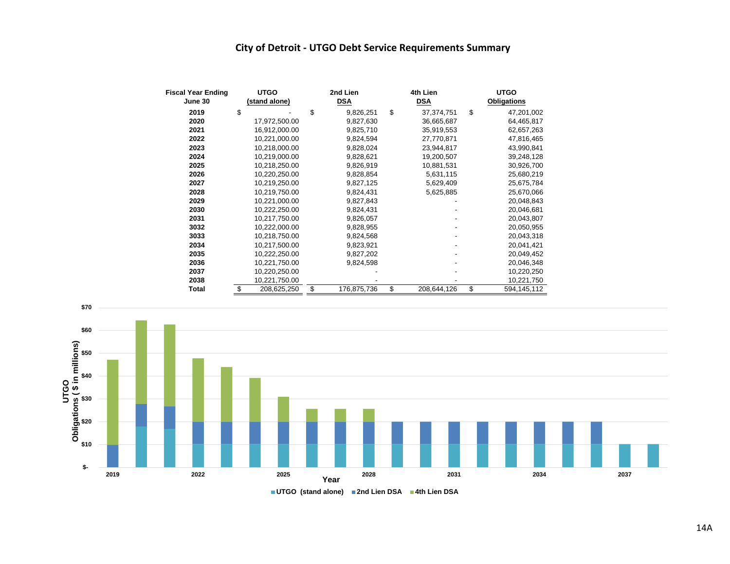# City of Detroit - UTGO Debt Service Requirements Summary

| Fiscal Year Ending June 30 | UTGO (stand alone) | 2nd Lien DSA | 4th Lien DSA | UTGO Obligations |
|---|---|---|---|---|
| 2019 | $ - | $ 9,826,251 | $ 37,374,751 | $ 47,201,002 |
| 2020 | 17,972,500.00 | 9,827,630 | 36,665,687 | 64,465,817 |
| 2021 | 16,912,000.00 | 9,825,710 | 35,919,553 | 62,657,263 |
| 2022 | 10,221,000.00 | 9,824,594 | 27,770,871 | 47,816,465 |
| 2023 | 10,218,000.00 | 9,828,024 | 23,944,817 | 43,990,841 |
| 2024 | 10,219,000.00 | 9,828,621 | 19,200,507 | 39,248,128 |
| 2025 | 10,218,250.00 | 9,826,919 | 10,881,531 | 30,926,700 |
| 2026 | 10,220,250.00 | 9,828,854 | 5,631,115 | 25,680,219 |
| 2027 | 10,219,250.00 | 9,827,125 | 5,629,409 | 25,675,784 |
| 2028 | 10,219,750.00 | 9,824,431 | 5,625,885 | 25,670,066 |
| 2029 | 10,221,000.00 | 9,827,843 | - | 20,048,843 |
| 2030 | 10,222,250.00 | 9,824,431 | - | 20,046,681 |
| 2031 | 10,217,750.00 | 9,826,057 | - | 20,043,807 |
| 3032 | 10,222,000.00 | 9,828,955 | - | 20,050,955 |
| 3033 | 10,218,750.00 | 9,824,568 | - | 20,043,318 |
| 2034 | 10,217,500.00 | 9,823,921 | - | 20,041,421 |
| 2035 | 10,222,250.00 | 9,827,202 | - | 20,049,452 |
| 2036 | 10,221,750.00 | 9,824,598 | - | 20,046,348 |
| 2037 | 10,220,250.00 | - | - | 10,220,250 |
| 2038 | 10,221,750.00 | - | - | 10,221,750 |
| **Total** | $ 208,625,250 | $ 176,875,736 | $ 208,644,126 | $ 594,145,112 |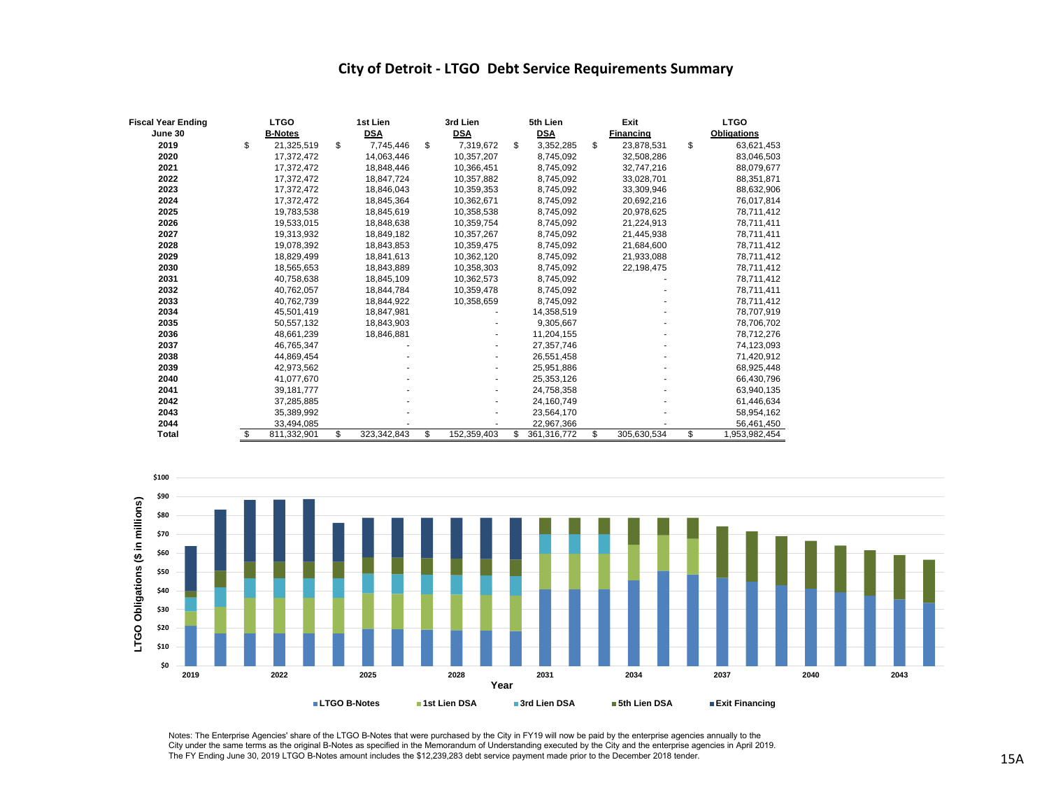# City of Detroit - LTGO Debt Service Requirements Summary

| Fiscal Year Ending June 30 | LTGO B-Notes | 1st Lien DSA | 3rd Lien DSA | 5th Lien DSA | Exit Financing | LTGO Obligations |
|---|---|---|---|---|---|---|
| 2019 | $ 21,325,519 | $ 7,745,446 | $ 7,319,672 | $ 3,352,285 | $ 23,878,531 | $ 63,621,453 |
| 2020 | 17,372,472 | 14,063,446 | 10,357,207 | 8,745,092 | 32,508,286 | 83,046,503 |
| 2021 | 17,372,472 | 18,848,446 | 10,366,451 | 8,745,092 | 32,747,216 | 88,079,677 |
| 2022 | 17,372,472 | 18,847,724 | 10,357,882 | 8,745,092 | 33,028,701 | 88,351,871 |
| 2023 | 17,372,472 | 18,846,043 | 10,359,353 | 8,745,092 | 33,309,946 | 88,632,906 |
| 2024 | 17,372,472 | 18,845,364 | 10,362,671 | 8,745,092 | 20,692,216 | 76,017,814 |
| 2025 | 19,783,538 | 18,845,619 | 10,358,538 | 8,745,092 | 20,978,625 | 78,711,412 |
| 2026 | 19,533,015 | 18,848,638 | 10,359,754 | 8,745,092 | 21,224,913 | 78,711,411 |
| 2027 | 19,313,932 | 18,849,182 | 10,357,267 | 8,745,092 | 21,445,938 | 78,711,411 |
| 2028 | 19,078,392 | 18,843,853 | 10,359,475 | 8,745,092 | 21,684,600 | 78,711,412 |
| 2029 | 18,829,499 | 18,841,613 | 10,362,120 | 8,745,092 | 21,933,088 | 78,711,412 |
| 2030 | 18,565,653 | 18,843,889 | 10,358,303 | 8,745,092 | 22,198,475 | 78,711,412 |
| 2031 | 40,758,638 | 18,845,109 | 10,362,573 | 8,745,092 | - | 78,711,412 |
| 2032 | 40,762,057 | 18,844,784 | 10,359,478 | 8,745,092 | - | 78,711,411 |
| 2033 | 40,762,739 | 18,844,922 | 10,358,659 | 8,745,092 | - | 78,711,412 |
| 2034 | 45,501,419 | 18,847,981 | - | 14,358,519 | - | 78,707,919 |
| 2035 | 50,557,132 | 18,843,903 | - | 9,305,667 | - | 78,706,702 |
| 2036 | 48,661,239 | 18,846,881 | - | 11,204,155 | - | 78,712,276 |
| 2037 | 46,765,347 | - | - | 27,357,746 | - | 74,123,093 |
| 2038 | 44,869,454 | - | - | 26,551,458 | - | 71,420,912 |
| 2039 | 42,973,562 | - | - | 25,951,886 | - | 68,925,448 |
| 2040 | 41,077,670 | - | - | 25,353,126 | - | 66,430,796 |
| 2041 | 39,181,777 | - | - | 24,758,358 | - | 63,940,135 |
| 2042 | 37,285,885 | - | - | 24,160,749 | - | 61,446,634 |
| 2043 | 35,389,992 | - | - | 23,564,170 | - | 58,954,162 |
| 2044 | 33,494,085 | - | - | 22,967,366 | - | 56,461,450 |
| Total | $ 811,332,901 | $ 323,342,843 | $ 152,359,403 | $ 361,316,772 | $ 305,630,534 | $ 1,953,982,454 |

LTGO Obligations ($ in millions)

$100
$90
$80
$70
$60
$50
$40
$30
$20
$10
$0

2019 2022 2025 2028 2031 2034 2037 2040 2043

Year

LTGO B-Notes, 1st Lien DSA, 3rd Lien DSA, 5th Lien DSA, Exit Financing

Notes: The Enterprise Agencies' share of the LTGO B-Notes that were purchased by the City in FY19 will now be paid by the enterprise agencies annually to the City under the same terms as the original B-Notes as specified in the Memorandum of Understanding executed by the City and the enterprise agencies in April 2019. The FY Ending June 30, 2019 LTGO B-Notes amount includes the $12,239,283 debt service payment made prior to the December 2018 tender.